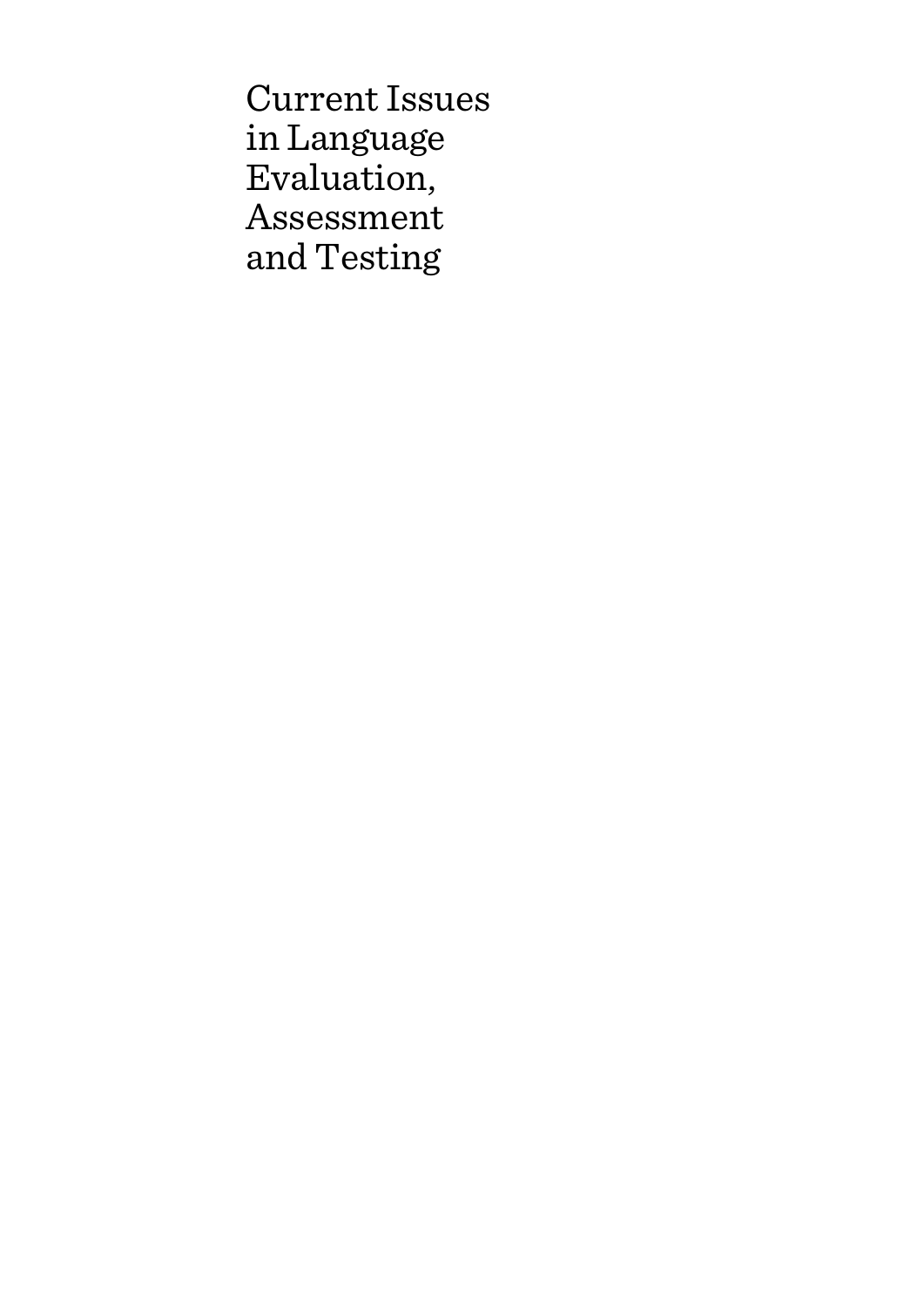# Current Issues in Language Evaluation, Assessment and Testing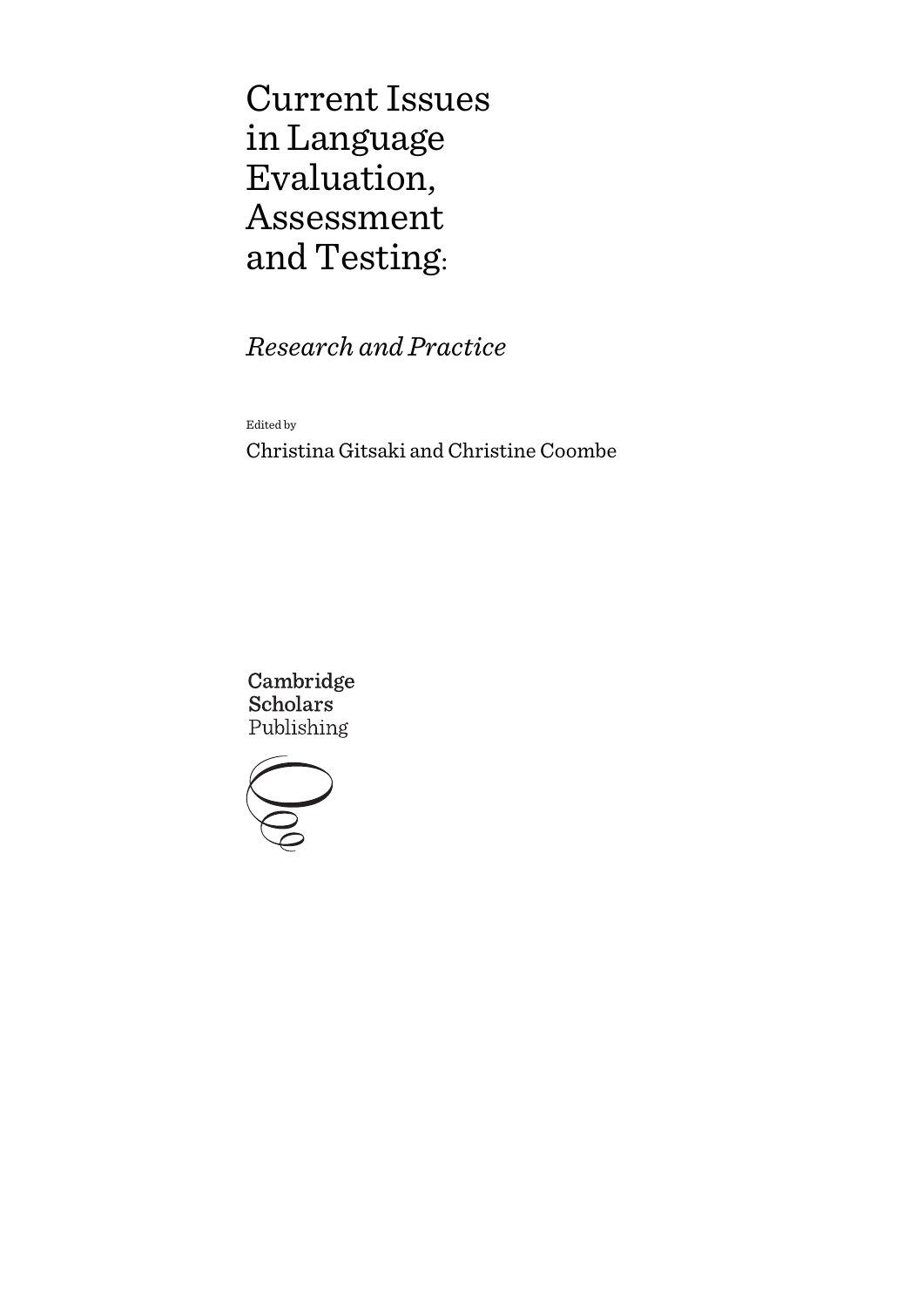# Current Issues in Language Evaluation, Assessment and Testing:

*Research and Practice*

Edited by

Christina Gitsaki and Christine Coombe

Cambridge Scholars Publishing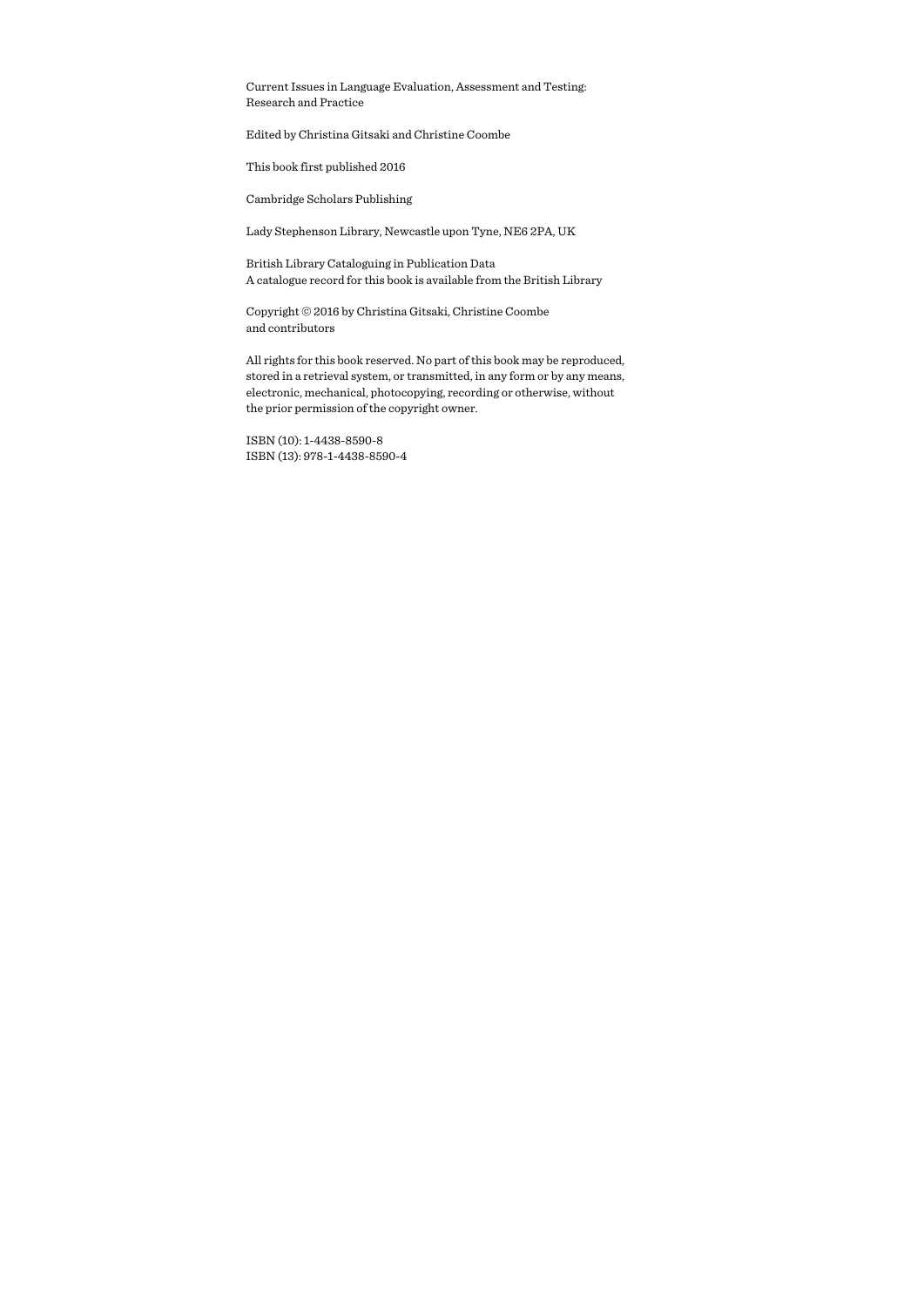Current Issues in Language Evaluation, Assessment and Testing:
Research and Practice

Edited by Christina Gitsaki and Christine Coombe

This book first published 2016

Cambridge Scholars Publishing

Lady Stephenson Library, Newcastle upon Tyne, NE6 2PA, UK

British Library Cataloguing in Publication Data
A catalogue record for this book is available from the British Library

Copyright © 2016 by Christina Gitsaki, Christine Coombe
and contributors

All rights for this book reserved. No part of this book may be reproduced, stored in a retrieval system, or transmitted, in any form or by any means, electronic, mechanical, photocopying, recording or otherwise, without the prior permission of the copyright owner.

ISBN (10): 1-4438-8590-8
ISBN (13): 978-1-4438-8590-4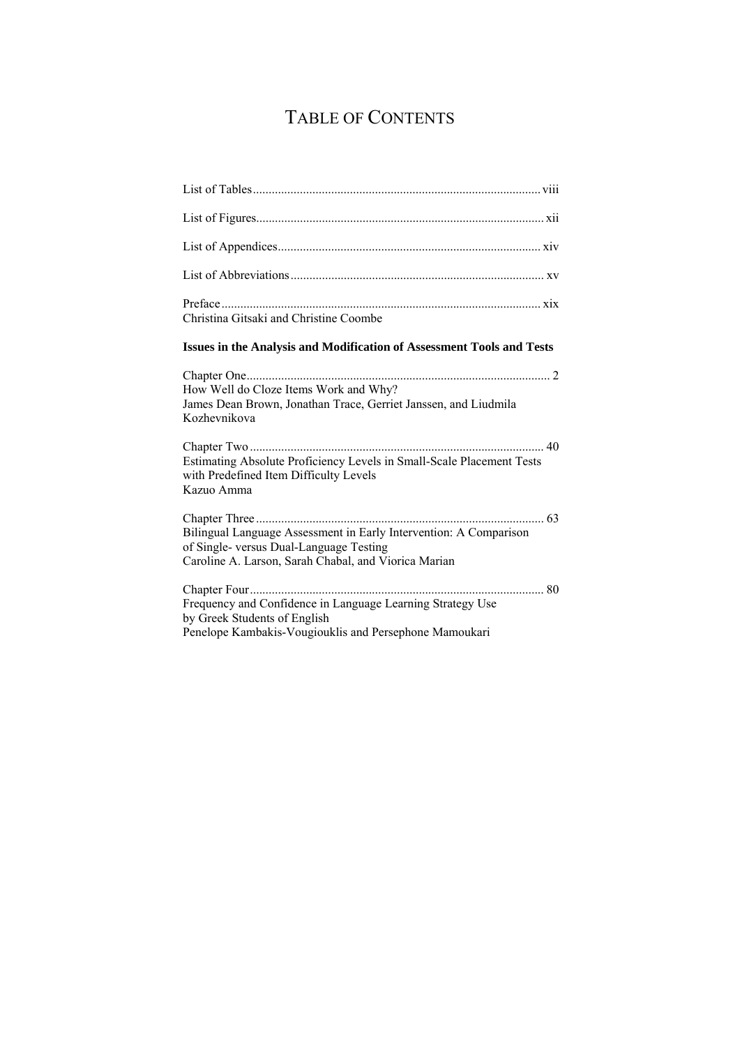# TABLE OF CONTENTS

List of Tables .......... viii

List of Figures .......... xii

List of Appendices .......... xiv

List of Abbreviations .......... xv

Preface .......... xix
Christina Gitsaki and Christine Coombe

**Issues in the Analysis and Modification of Assessment Tools and Tests**

Chapter One .......... 2
How Well do Cloze Items Work and Why?
James Dean Brown, Jonathan Trace, Gerriet Janssen, and Liudmila Kozhevnikova

Chapter Two .......... 40
Estimating Absolute Proficiency Levels in Small-Scale Placement Tests with Predefined Item Difficulty Levels
Kazuo Amma

Chapter Three .......... 63
Bilingual Language Assessment in Early Intervention: A Comparison of Single- versus Dual-Language Testing
Caroline A. Larson, Sarah Chabal, and Viorica Marian

Chapter Four .......... 80
Frequency and Confidence in Language Learning Strategy Use by Greek Students of English
Penelope Kambakis-Vougiouklis and Persephone Mamoukari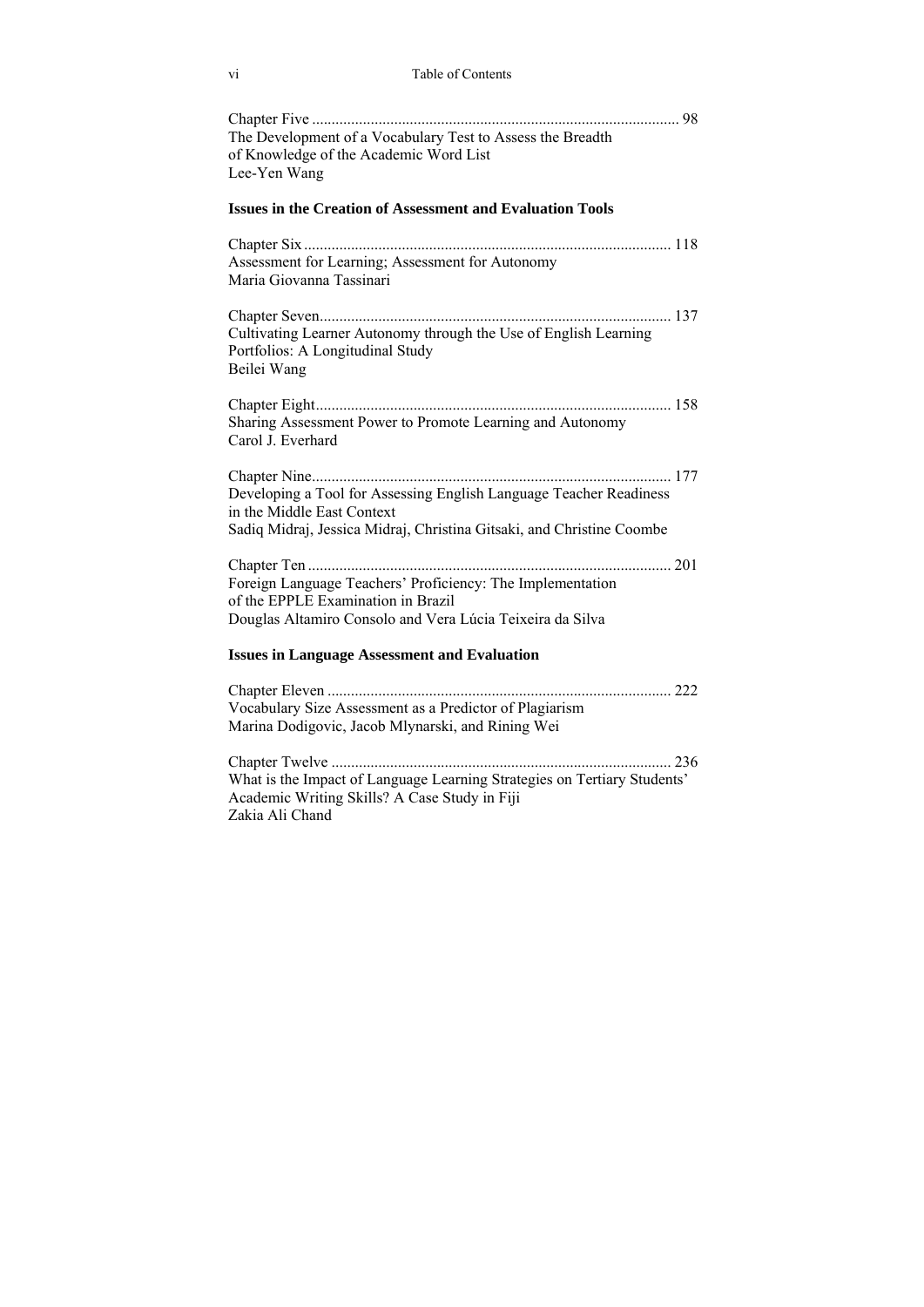Chapter Five ............................................................................................. 98
The Development of a Vocabulary Test to Assess the Breadth of Knowledge of the Academic Word List
Lee-Yen Wang

**Issues in the Creation of Assessment and Evaluation Tools**

Chapter Six ............................................................................................. 118
Assessment for Learning; Assessment for Autonomy
Maria Giovanna Tassinari

Chapter Seven......................................................................................... 137
Cultivating Learner Autonomy through the Use of English Learning Portfolios: A Longitudinal Study
Beilei Wang

Chapter Eight.......................................................................................... 158
Sharing Assessment Power to Promote Learning and Autonomy
Carol J. Everhard

Chapter Nine........................................................................................... 177
Developing a Tool for Assessing English Language Teacher Readiness in the Middle East Context
Sadiq Midraj, Jessica Midraj, Christina Gitsaki, and Christine Coombe

Chapter Ten ............................................................................................ 201
Foreign Language Teachers' Proficiency: The Implementation of the EPPLE Examination in Brazil
Douglas Altamiro Consolo and Vera Lúcia Teixeira da Silva

**Issues in Language Assessment and Evaluation**

Chapter Eleven ....................................................................................... 222
Vocabulary Size Assessment as a Predictor of Plagiarism
Marina Dodigovic, Jacob Mlynarski, and Rining Wei

Chapter Twelve ...................................................................................... 236
What is the Impact of Language Learning Strategies on Tertiary Students' Academic Writing Skills? A Case Study in Fiji
Zakia Ali Chand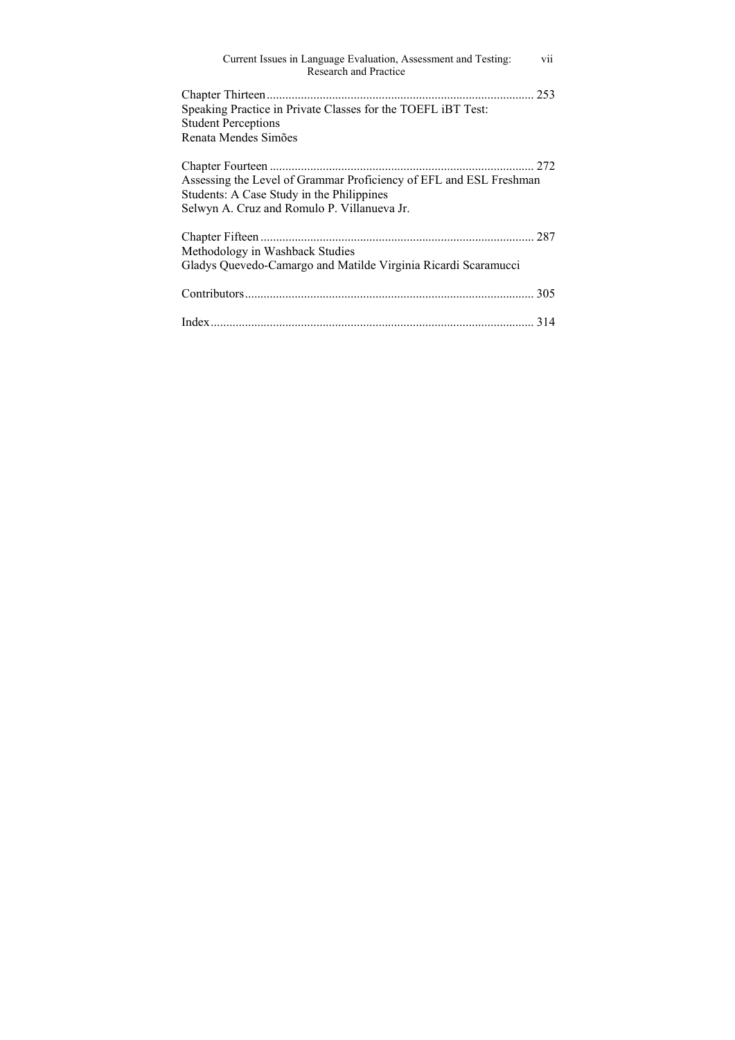Chapter Thirteen ........................................................................................ 253
Speaking Practice in Private Classes for the TOEFL iBT Test:
Student Perceptions
Renata Mendes Simões

Chapter Fourteen ...................................................................................... 272
Assessing the Level of Grammar Proficiency of EFL and ESL Freshman
Students: A Case Study in the Philippines
Selwyn A. Cruz and Romulo P. Villanueva Jr.

Chapter Fifteen ......................................................................................... 287
Methodology in Washback Studies
Gladys Quevedo-Camargo and Matilde Virginia Ricardi Scaramucci

Contributors.............................................................................................. 305

Index......................................................................................................... 314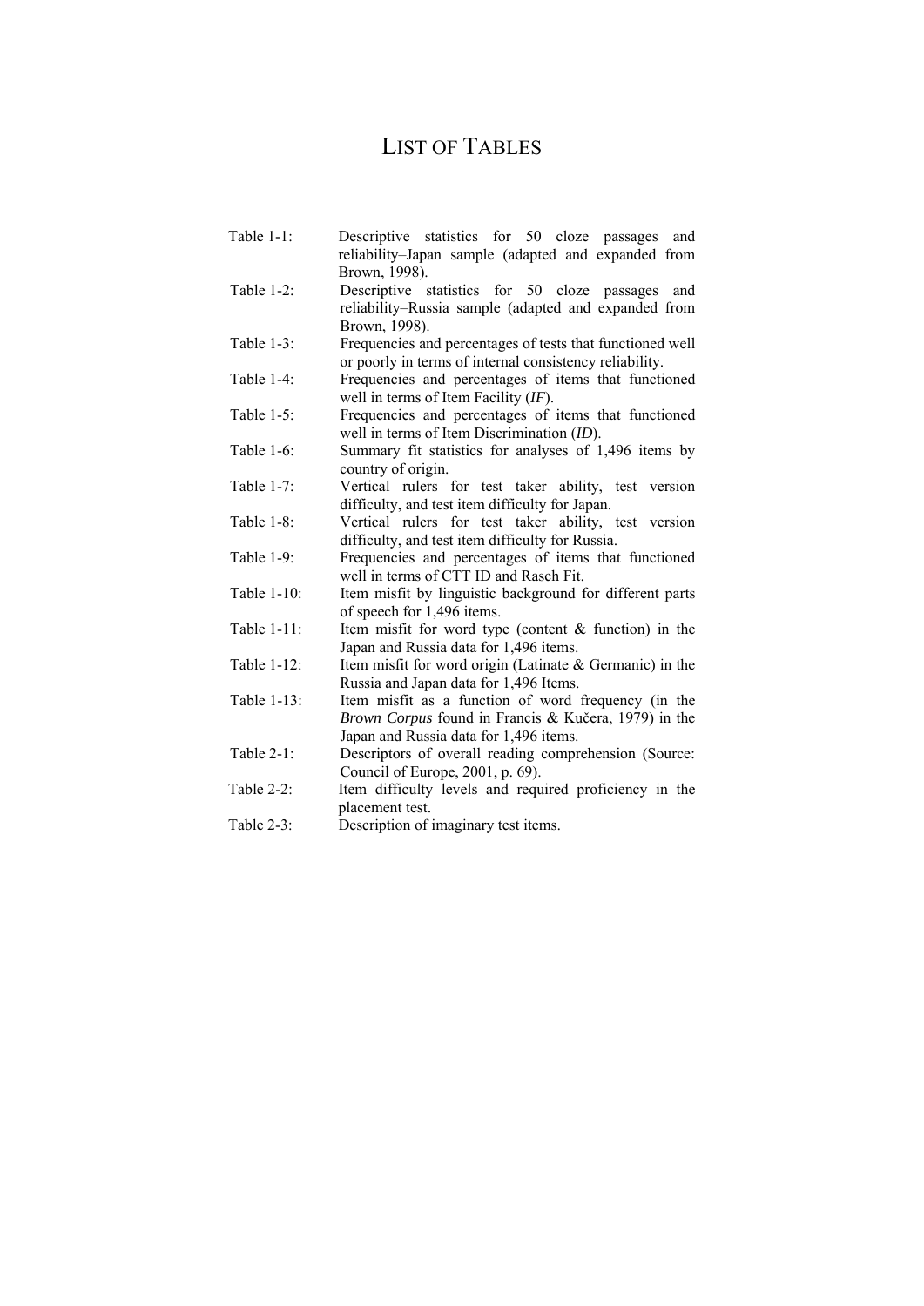# LIST OF TABLES

Table 1-1: Descriptive statistics for 50 cloze passages and reliability–Japan sample (adapted and expanded from Brown, 1998).

Table 1-2: Descriptive statistics for 50 cloze passages and reliability–Russia sample (adapted and expanded from Brown, 1998).

Table 1-3: Frequencies and percentages of tests that functioned well or poorly in terms of internal consistency reliability.

Table 1-4: Frequencies and percentages of items that functioned well in terms of Item Facility (*IF*).

Table 1-5: Frequencies and percentages of items that functioned well in terms of Item Discrimination (*ID*).

Table 1-6: Summary fit statistics for analyses of 1,496 items by country of origin.

Table 1-7: Vertical rulers for test taker ability, test version difficulty, and test item difficulty for Japan.

Table 1-8: Vertical rulers for test taker ability, test version difficulty, and test item difficulty for Russia.

Table 1-9: Frequencies and percentages of items that functioned well in terms of CTT ID and Rasch Fit.

Table 1-10: Item misfit by linguistic background for different parts of speech for 1,496 items.

Table 1-11: Item misfit for word type (content & function) in the Japan and Russia data for 1,496 items.

Table 1-12: Item misfit for word origin (Latinate & Germanic) in the Russia and Japan data for 1,496 Items.

Table 1-13: Item misfit as a function of word frequency (in the *Brown Corpus* found in Francis & Kučera, 1979) in the Japan and Russia data for 1,496 items.

Table 2-1: Descriptors of overall reading comprehension (Source: Council of Europe, 2001, p. 69).

Table 2-2: Item difficulty levels and required proficiency in the placement test.

Table 2-3: Description of imaginary test items.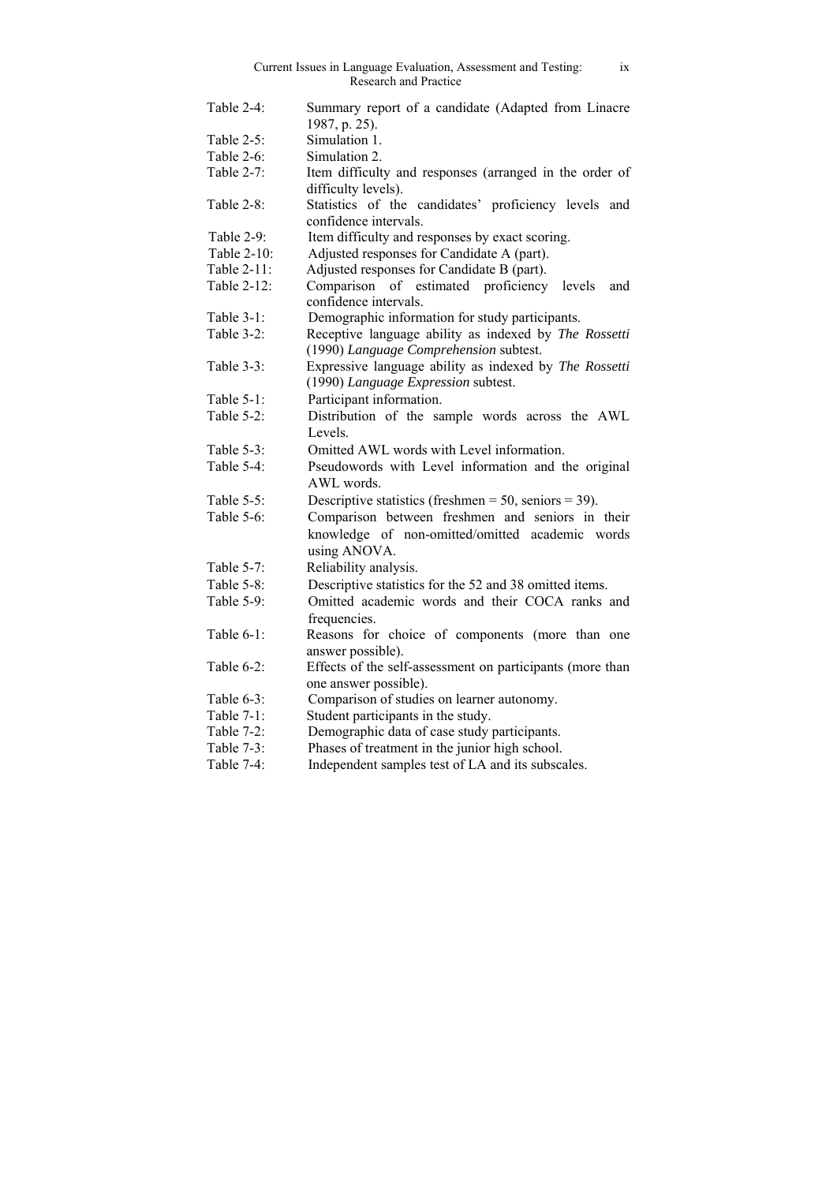Table 2-4: Summary report of a candidate (Adapted from Linacre 1987, p. 25).
Table 2-5: Simulation 1.
Table 2-6: Simulation 2.
Table 2-7: Item difficulty and responses (arranged in the order of difficulty levels).
Table 2-8: Statistics of the candidates' proficiency levels and confidence intervals.
Table 2-9: Item difficulty and responses by exact scoring.
Table 2-10: Adjusted responses for Candidate A (part).
Table 2-11: Adjusted responses for Candidate B (part).
Table 2-12: Comparison of estimated proficiency levels and confidence intervals.
Table 3-1: Demographic information for study participants.
Table 3-2: Receptive language ability as indexed by *The Rossetti* (1990) *Language Comprehension* subtest.
Table 3-3: Expressive language ability as indexed by *The Rossetti* (1990) *Language Expression* subtest.
Table 5-1: Participant information.
Table 5-2: Distribution of the sample words across the AWL Levels.
Table 5-3: Omitted AWL words with Level information.
Table 5-4: Pseudowords with Level information and the original AWL words.
Table 5-5: Descriptive statistics (freshmen = 50, seniors = 39).
Table 5-6: Comparison between freshmen and seniors in their knowledge of non-omitted/omitted academic words using ANOVA.
Table 5-7: Reliability analysis.
Table 5-8: Descriptive statistics for the 52 and 38 omitted items.
Table 5-9: Omitted academic words and their COCA ranks and frequencies.
Table 6-1: Reasons for choice of components (more than one answer possible).
Table 6-2: Effects of the self-assessment on participants (more than one answer possible).
Table 6-3: Comparison of studies on learner autonomy.
Table 7-1: Student participants in the study.
Table 7-2: Demographic data of case study participants.
Table 7-3: Phases of treatment in the junior high school.
Table 7-4: Independent samples test of LA and its subscales.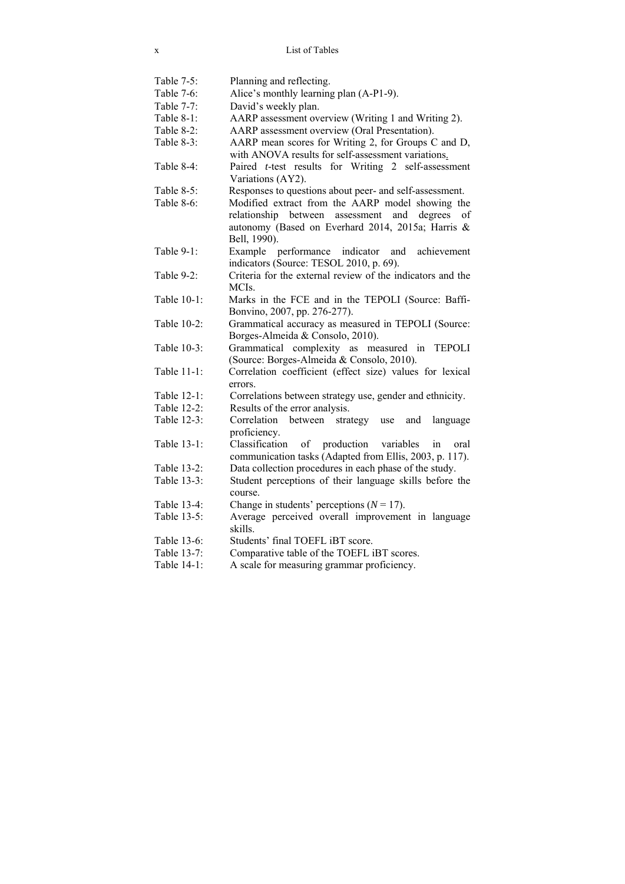| | |
|---|---|
| Table 7-5: | Planning and reflecting. |
| Table 7-6: | Alice's monthly learning plan (A-P1-9). |
| Table 7-7: | David's weekly plan. |
| Table 8-1: | AARP assessment overview (Writing 1 and Writing 2). |
| Table 8-2: | AARP assessment overview (Oral Presentation). |
| Table 8-3: | AARP mean scores for Writing 2, for Groups C and D, with ANOVA results for self-assessment variations. |
| Table 8-4: | Paired *t*-test results for Writing 2 self-assessment Variations (AY2). |
| Table 8-5: | Responses to questions about peer- and self-assessment. |
| Table 8-6: | Modified extract from the AARP model showing the relationship between assessment and degrees of autonomy (Based on Everhard 2014, 2015a; Harris & Bell, 1990). |
| Table 9-1: | Example performance indicator and achievement indicators (Source: TESOL 2010, p. 69). |
| Table 9-2: | Criteria for the external review of the indicators and the MCIs. |
| Table 10-1: | Marks in the FCE and in the TEPOLI (Source: Baffi-Bonvino, 2007, pp. 276-277). |
| Table 10-2: | Grammatical accuracy as measured in TEPOLI (Source: Borges-Almeida & Consolo, 2010). |
| Table 10-3: | Grammatical complexity as measured in TEPOLI (Source: Borges-Almeida & Consolo, 2010). |
| Table 11-1: | Correlation coefficient (effect size) values for lexical errors. |
| Table 12-1: | Correlations between strategy use, gender and ethnicity. |
| Table 12-2: | Results of the error analysis. |
| Table 12-3: | Correlation between strategy use and language proficiency. |
| Table 13-1: | Classification of production variables in oral communication tasks (Adapted from Ellis, 2003, p. 117). |
| Table 13-2: | Data collection procedures in each phase of the study. |
| Table 13-3: | Student perceptions of their language skills before the course. |
| Table 13-4: | Change in students' perceptions ($N = 17$). |
| Table 13-5: | Average perceived overall improvement in language skills. |
| Table 13-6: | Students' final TOEFL iBT score. |
| Table 13-7: | Comparative table of the TOEFL iBT scores. |
| Table 14-1: | A scale for measuring grammar proficiency. |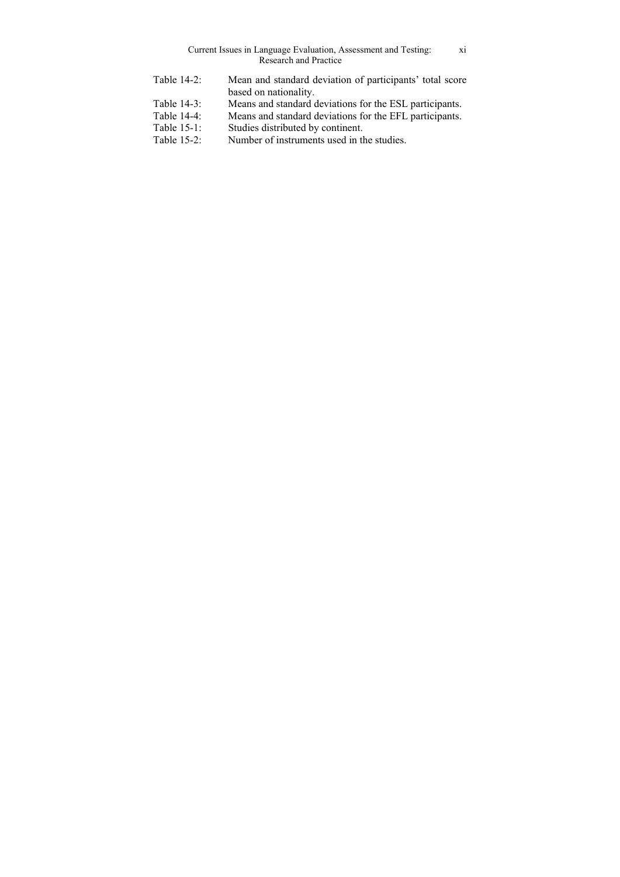| | |
|---|---|
| Table 14-2: | Mean and standard deviation of participants' total score based on nationality. |
| Table 14-3: | Means and standard deviations for the ESL participants. |
| Table 14-4: | Means and standard deviations for the EFL participants. |
| Table 15-1: | Studies distributed by continent. |
| Table 15-2: | Number of instruments used in the studies. |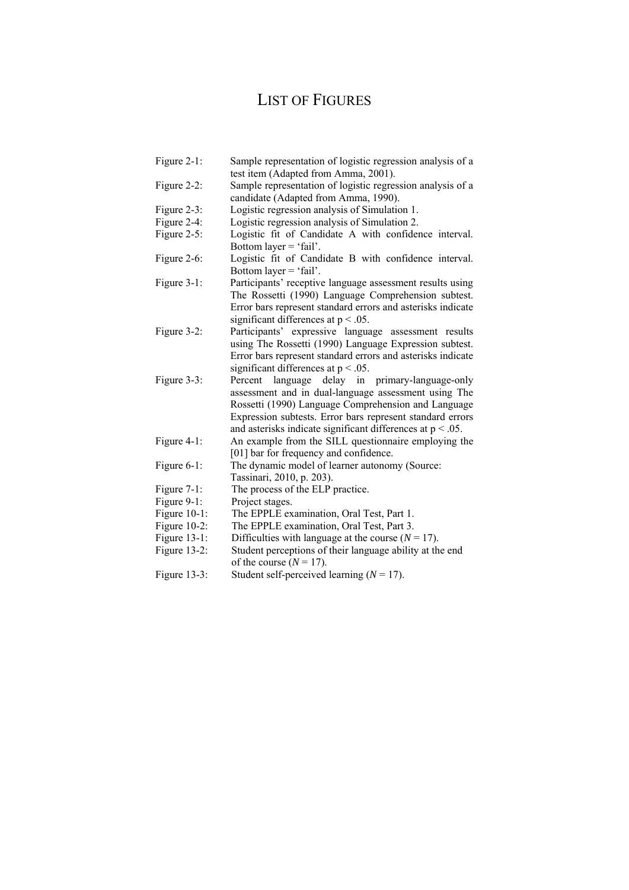# LIST OF FIGURES

Figure 2-1: Sample representation of logistic regression analysis of a test item (Adapted from Amma, 2001).

Figure 2-2: Sample representation of logistic regression analysis of a candidate (Adapted from Amma, 1990).

Figure 2-3: Logistic regression analysis of Simulation 1.

Figure 2-4: Logistic regression analysis of Simulation 2.

Figure 2-5: Logistic fit of Candidate A with confidence interval. Bottom layer = 'fail'.

Figure 2-6: Logistic fit of Candidate B with confidence interval. Bottom layer = 'fail'.

Figure 3-1: Participants' receptive language assessment results using The Rossetti (1990) Language Comprehension subtest. Error bars represent standard errors and asterisks indicate significant differences at $p < .05$.

Figure 3-2: Participants' expressive language assessment results using The Rossetti (1990) Language Expression subtest. Error bars represent standard errors and asterisks indicate significant differences at $p < .05$.

Figure 3-3: Percent language delay in primary-language-only assessment and in dual-language assessment using The Rossetti (1990) Language Comprehension and Language Expression subtests. Error bars represent standard errors and asterisks indicate significant differences at $p < .05$.

Figure 4-1: An example from the SILL questionnaire employing the [01] bar for frequency and confidence.

Figure 6-1: The dynamic model of learner autonomy (Source: Tassinari, 2010, p. 203).

Figure 7-1: The process of the ELP practice.

Figure 9-1: Project stages.

Figure 10-1: The EPPLE examination, Oral Test, Part 1.

Figure 10-2: The EPPLE examination, Oral Test, Part 3.

Figure 13-1: Difficulties with language at the course ($N = 17$).

Figure 13-2: Student perceptions of their language ability at the end of the course ($N = 17$).

Figure 13-3: Student self-perceived learning ($N = 17$).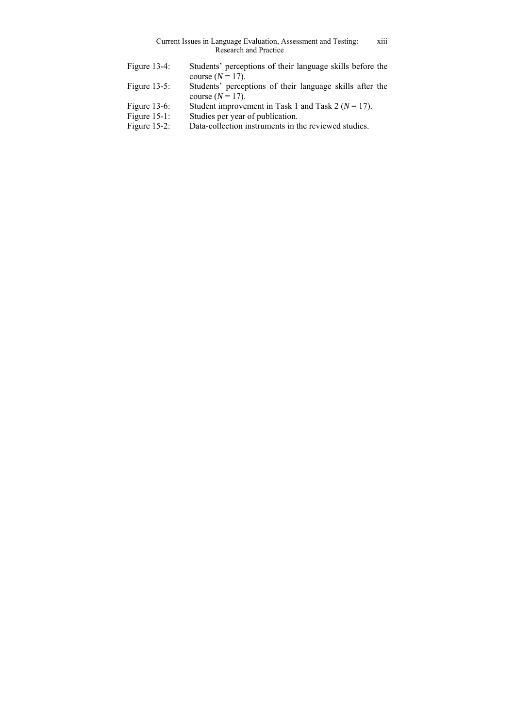| | |
|---|---|
| Figure 13-4: | Students' perceptions of their language skills before the course ($N = 17$). |
| Figure 13-5: | Students' perceptions of their language skills after the course ($N = 17$). |
| Figure 13-6: | Student improvement in Task 1 and Task 2 ($N = 17$). |
| Figure 15-1: | Studies per year of publication. |
| Figure 15-2: | Data-collection instruments in the reviewed studies. |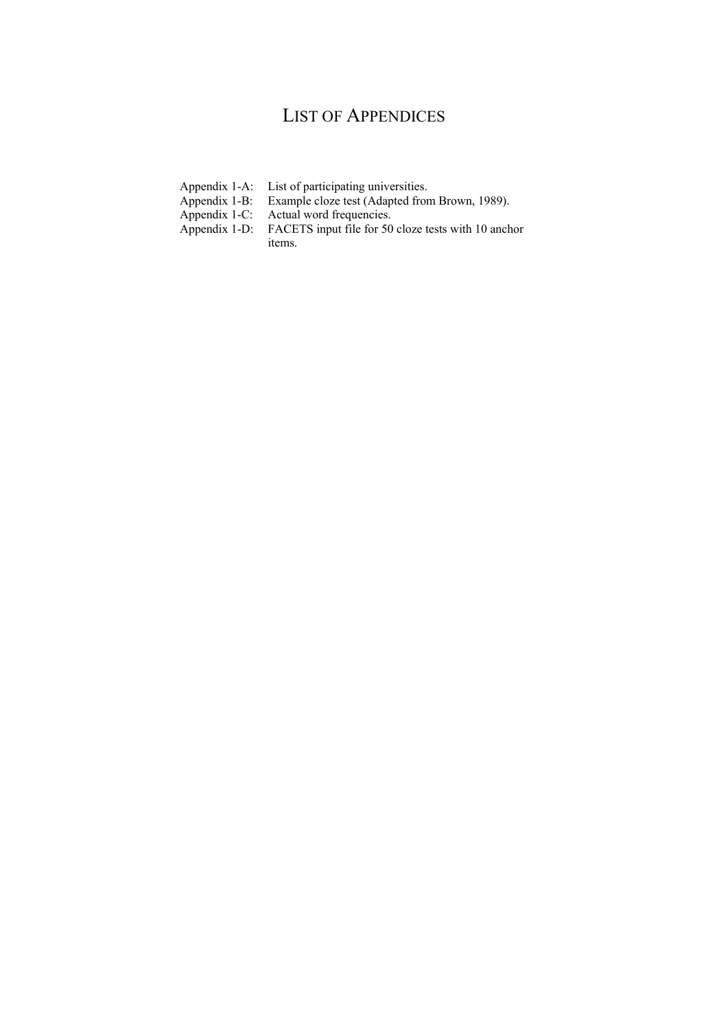# List of Appendices

| | |
|---|---|
| Appendix 1-A: | List of participating universities. |
| Appendix 1-B: | Example cloze test (Adapted from Brown, 1989). |
| Appendix 1-C: | Actual word frequencies. |
| Appendix 1-D: | FACETS input file for 50 cloze tests with 10 anchor items. |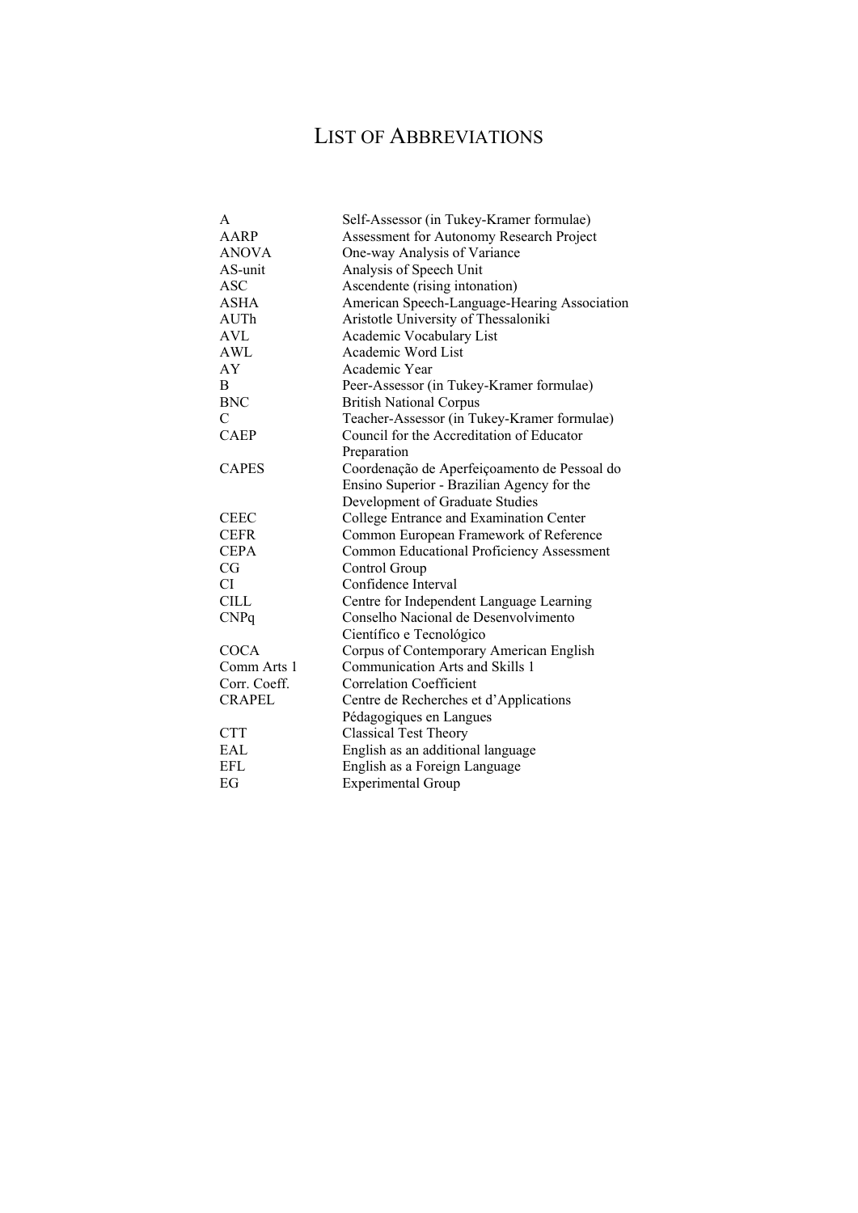# List of Abbreviations

| | |
|---|---|
| A | Self-Assessor (in Tukey-Kramer formulae) |
| AARP | Assessment for Autonomy Research Project |
| ANOVA | One-way Analysis of Variance |
| AS-unit | Analysis of Speech Unit |
| ASC | Ascendente (rising intonation) |
| ASHA | American Speech-Language-Hearing Association |
| AUTh | Aristotle University of Thessaloniki |
| AVL | Academic Vocabulary List |
| AWL | Academic Word List |
| AY | Academic Year |
| B | Peer-Assessor (in Tukey-Kramer formulae) |
| BNC | British National Corpus |
| C | Teacher-Assessor (in Tukey-Kramer formulae) |
| CAEP | Council for the Accreditation of Educator Preparation |
| CAPES | Coordenação de Aperfeiçoamento de Pessoal do Ensino Superior - Brazilian Agency for the Development of Graduate Studies |
| CEEC | College Entrance and Examination Center |
| CEFR | Common European Framework of Reference |
| CEPA | Common Educational Proficiency Assessment |
| CG | Control Group |
| CI | Confidence Interval |
| CILL | Centre for Independent Language Learning |
| CNPq | Conselho Nacional de Desenvolvimento Científico e Tecnológico |
| COCA | Corpus of Contemporary American English |
| Comm Arts 1 | Communication Arts and Skills 1 |
| Corr. Coeff. | Correlation Coefficient |
| CRAPEL | Centre de Recherches et d'Applications Pédagogiques en Langues |
| CTT | Classical Test Theory |
| EAL | English as an additional language |
| EFL | English as a Foreign Language |
| EG | Experimental Group |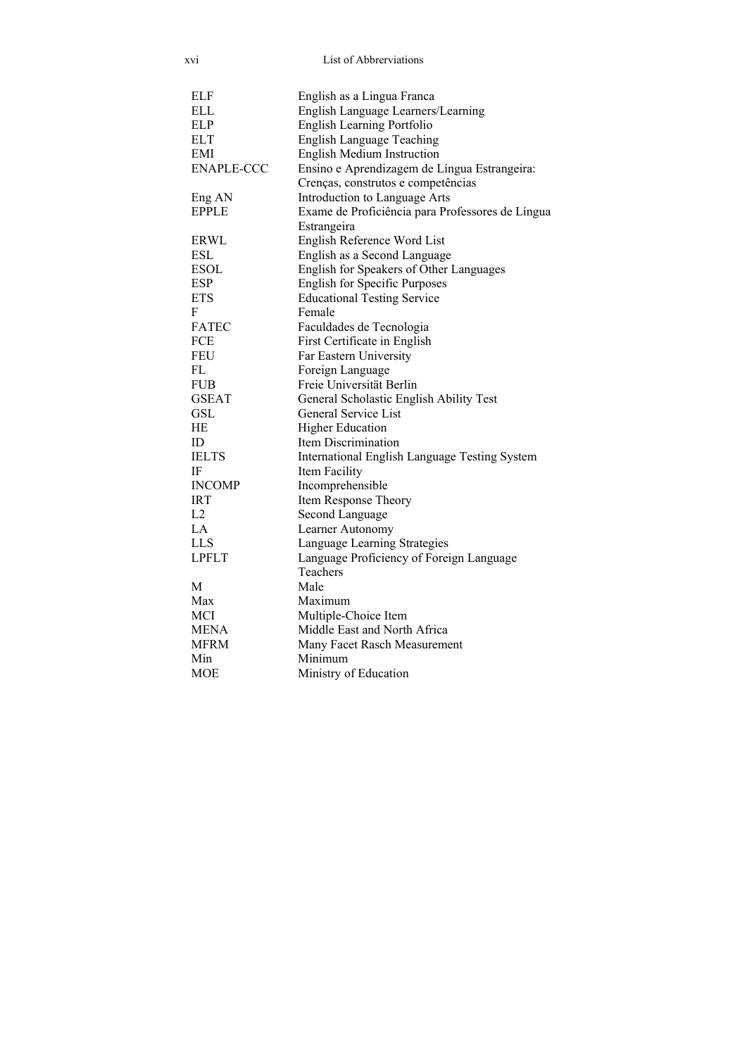| | |
|---|---|
| ELF | English as a Lingua Franca |
| ELL | English Language Learners/Learning |
| ELP | English Learning Portfolio |
| ELT | English Language Teaching |
| EMI | English Medium Instruction |
| ENAPLE-CCC | Ensino e Aprendizagem de Língua Estrangeira: Crenças, construtos e competências |
| Eng AN | Introduction to Language Arts |
| EPPLE | Exame de Proficiência para Professores de Língua Estrangeira |
| ERWL | English Reference Word List |
| ESL | English as a Second Language |
| ESOL | English for Speakers of Other Languages |
| ESP | English for Specific Purposes |
| ETS | Educational Testing Service |
| F | Female |
| FATEC | Faculdades de Tecnologia |
| FCE | First Certificate in English |
| FEU | Far Eastern University |
| FL | Foreign Language |
| FUB | Freie Universität Berlin |
| GSEAT | General Scholastic English Ability Test |
| GSL | General Service List |
| HE | Higher Education |
| ID | Item Discrimination |
| IELTS | International English Language Testing System |
| IF | Item Facility |
| INCOMP | Incomprehensible |
| IRT | Item Response Theory |
| L2 | Second Language |
| LA | Learner Autonomy |
| LLS | Language Learning Strategies |
| LPFLT | Language Proficiency of Foreign Language Teachers |
| M | Male |
| Max | Maximum |
| MCI | Multiple-Choice Item |
| MENA | Middle East and North Africa |
| MFRM | Many Facet Rasch Measurement |
| Min | Minimum |
| MOE | Ministry of Education |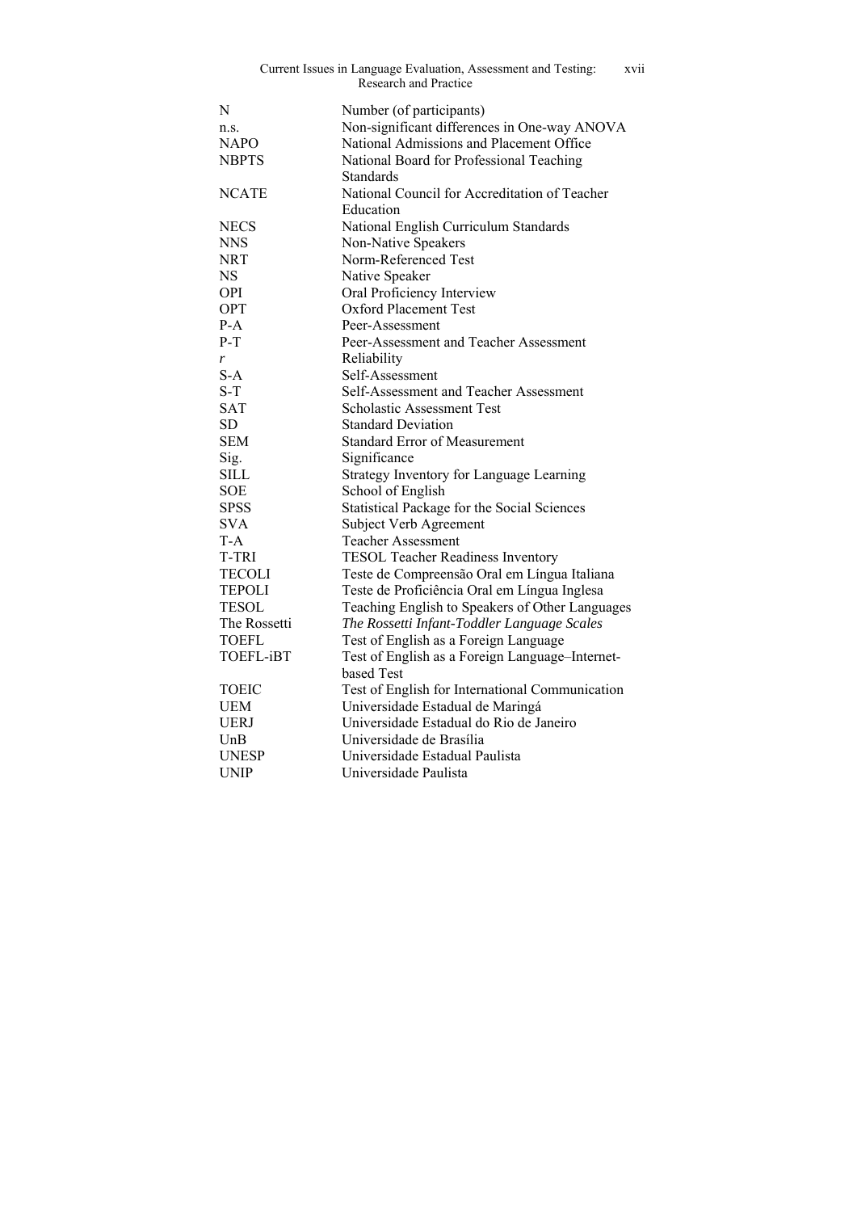| | |
|---|---|
| N | Number (of participants) |
| n.s. | Non-significant differences in One-way ANOVA |
| NAPO | National Admissions and Placement Office |
| NBPTS | National Board for Professional Teaching Standards |
| NCATE | National Council for Accreditation of Teacher Education |
| NECS | National English Curriculum Standards |
| NNS | Non-Native Speakers |
| NRT | Norm-Referenced Test |
| NS | Native Speaker |
| OPI | Oral Proficiency Interview |
| OPT | Oxford Placement Test |
| P-A | Peer-Assessment |
| P-T | Peer-Assessment and Teacher Assessment |
| *r* | Reliability |
| S-A | Self-Assessment |
| S-T | Self-Assessment and Teacher Assessment |
| SAT | Scholastic Assessment Test |
| SD | Standard Deviation |
| SEM | Standard Error of Measurement |
| Sig. | Significance |
| SILL | Strategy Inventory for Language Learning |
| SOE | School of English |
| SPSS | Statistical Package for the Social Sciences |
| SVA | Subject Verb Agreement |
| T-A | Teacher Assessment |
| T-TRI | TESOL Teacher Readiness Inventory |
| TECOLI | Teste de Compreensão Oral em Língua Italiana |
| TEPOLI | Teste de Proficiência Oral em Língua Inglesa |
| TESOL | Teaching English to Speakers of Other Languages |
| The Rossetti | *The Rossetti Infant-Toddler Language Scales* |
| TOEFL | Test of English as a Foreign Language |
| TOEFL-iBT | Test of English as a Foreign Language–Internet-based Test |
| TOEIC | Test of English for International Communication |
| UEM | Universidade Estadual de Maringá |
| UERJ | Universidade Estadual do Rio de Janeiro |
| UnB | Universidade de Brasília |
| UNESP | Universidade Estadual Paulista |
| UNIP | Universidade Paulista |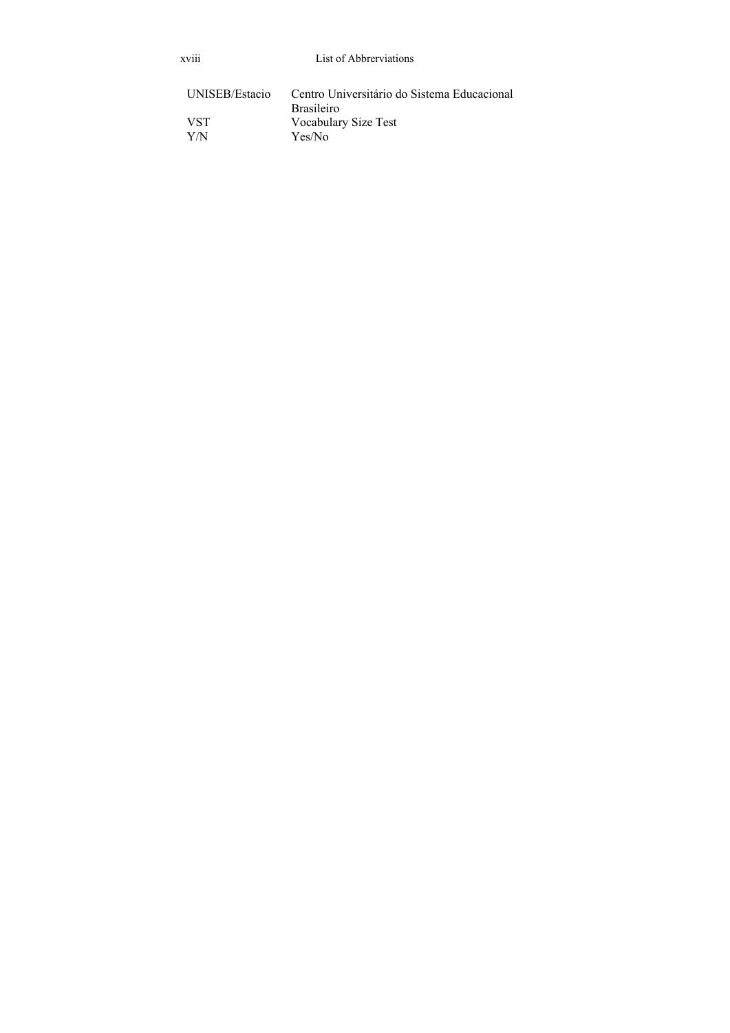| | |
|---|---|
| UNISEB/Estacio | Centro Universitário do Sistema Educacional Brasileiro |
| VST | Vocabulary Size Test |
| Y/N | Yes/No |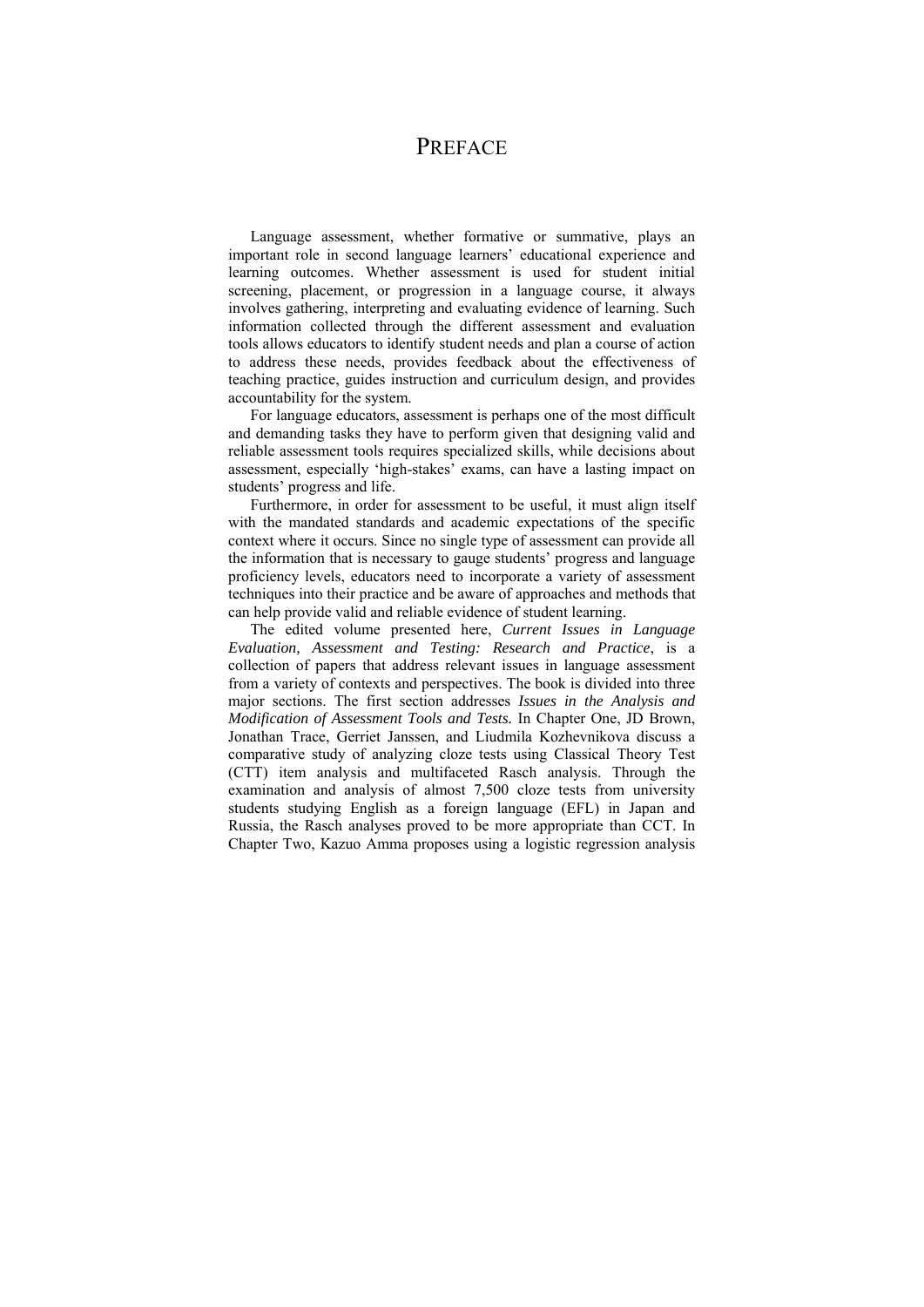# PREFACE

Language assessment, whether formative or summative, plays an important role in second language learners' educational experience and learning outcomes. Whether assessment is used for student initial screening, placement, or progression in a language course, it always involves gathering, interpreting and evaluating evidence of learning. Such information collected through the different assessment and evaluation tools allows educators to identify student needs and plan a course of action to address these needs, provides feedback about the effectiveness of teaching practice, guides instruction and curriculum design, and provides accountability for the system.

For language educators, assessment is perhaps one of the most difficult and demanding tasks they have to perform given that designing valid and reliable assessment tools requires specialized skills, while decisions about assessment, especially 'high-stakes' exams, can have a lasting impact on students' progress and life.

Furthermore, in order for assessment to be useful, it must align itself with the mandated standards and academic expectations of the specific context where it occurs. Since no single type of assessment can provide all the information that is necessary to gauge students' progress and language proficiency levels, educators need to incorporate a variety of assessment techniques into their practice and be aware of approaches and methods that can help provide valid and reliable evidence of student learning.

The edited volume presented here, *Current Issues in Language Evaluation, Assessment and Testing: Research and Practice*, is a collection of papers that address relevant issues in language assessment from a variety of contexts and perspectives. The book is divided into three major sections. The first section addresses *Issues in the Analysis and Modification of Assessment Tools and Tests.* In Chapter One, JD Brown, Jonathan Trace, Gerriet Janssen, and Liudmila Kozhevnikova discuss a comparative study of analyzing cloze tests using Classical Theory Test (CTT) item analysis and multifaceted Rasch analysis. Through the examination and analysis of almost 7,500 cloze tests from university students studying English as a foreign language (EFL) in Japan and Russia, the Rasch analyses proved to be more appropriate than CCT. In Chapter Two, Kazuo Amma proposes using a logistic regression analysis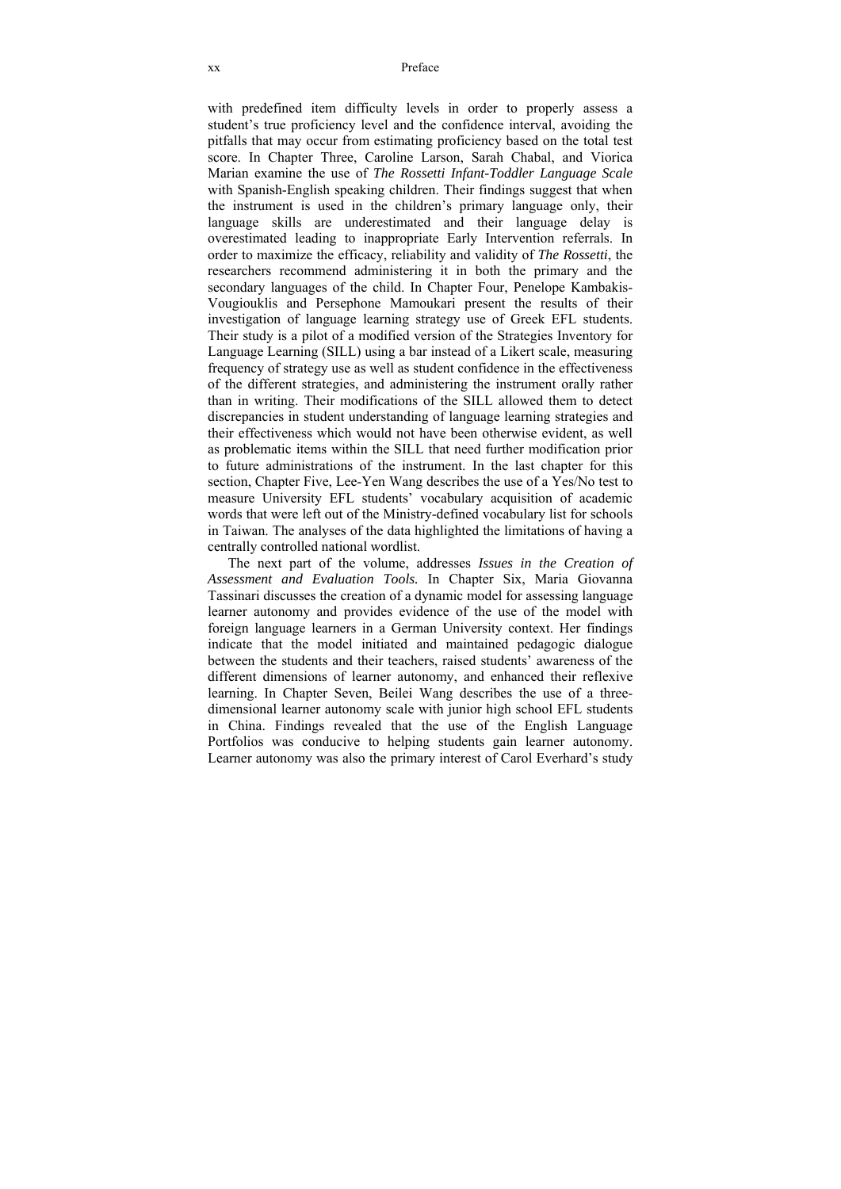with predefined item difficulty levels in order to properly assess a student's true proficiency level and the confidence interval, avoiding the pitfalls that may occur from estimating proficiency based on the total test score. In Chapter Three, Caroline Larson, Sarah Chabal, and Viorica Marian examine the use of *The Rossetti Infant-Toddler Language Scale* with Spanish-English speaking children. Their findings suggest that when the instrument is used in the children's primary language only, their language skills are underestimated and their language delay is overestimated leading to inappropriate Early Intervention referrals. In order to maximize the efficacy, reliability and validity of *The Rossetti*, the researchers recommend administering it in both the primary and the secondary languages of the child. In Chapter Four, Penelope Kambakis-Vougiouklis and Persephone Mamoukari present the results of their investigation of language learning strategy use of Greek EFL students. Their study is a pilot of a modified version of the Strategies Inventory for Language Learning (SILL) using a bar instead of a Likert scale, measuring frequency of strategy use as well as student confidence in the effectiveness of the different strategies, and administering the instrument orally rather than in writing. Their modifications of the SILL allowed them to detect discrepancies in student understanding of language learning strategies and their effectiveness which would not have been otherwise evident, as well as problematic items within the SILL that need further modification prior to future administrations of the instrument. In the last chapter for this section, Chapter Five, Lee-Yen Wang describes the use of a Yes/No test to measure University EFL students' vocabulary acquisition of academic words that were left out of the Ministry-defined vocabulary list for schools in Taiwan. The analyses of the data highlighted the limitations of having a centrally controlled national wordlist.

The next part of the volume, addresses *Issues in the Creation of Assessment and Evaluation Tools.* In Chapter Six, Maria Giovanna Tassinari discusses the creation of a dynamic model for assessing language learner autonomy and provides evidence of the use of the model with foreign language learners in a German University context. Her findings indicate that the model initiated and maintained pedagogic dialogue between the students and their teachers, raised students' awareness of the different dimensions of learner autonomy, and enhanced their reflexive learning. In Chapter Seven, Beilei Wang describes the use of a three-dimensional learner autonomy scale with junior high school EFL students in China. Findings revealed that the use of the English Language Portfolios was conducive to helping students gain learner autonomy. Learner autonomy was also the primary interest of Carol Everhard's study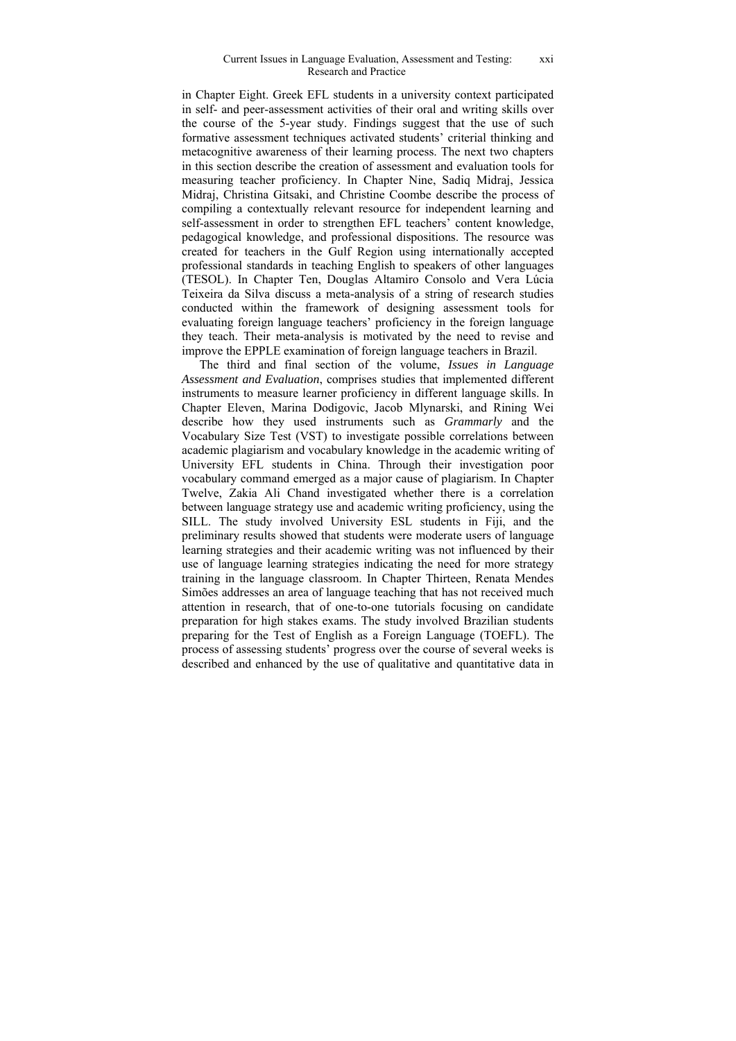in Chapter Eight. Greek EFL students in a university context participated in self- and peer-assessment activities of their oral and writing skills over the course of the 5-year study. Findings suggest that the use of such formative assessment techniques activated students' criterial thinking and metacognitive awareness of their learning process. The next two chapters in this section describe the creation of assessment and evaluation tools for measuring teacher proficiency. In Chapter Nine, Sadiq Midraj, Jessica Midraj, Christina Gitsaki, and Christine Coombe describe the process of compiling a contextually relevant resource for independent learning and self-assessment in order to strengthen EFL teachers' content knowledge, pedagogical knowledge, and professional dispositions. The resource was created for teachers in the Gulf Region using internationally accepted professional standards in teaching English to speakers of other languages (TESOL). In Chapter Ten, Douglas Altamiro Consolo and Vera Lúcia Teixeira da Silva discuss a meta-analysis of a string of research studies conducted within the framework of designing assessment tools for evaluating foreign language teachers' proficiency in the foreign language they teach. Their meta-analysis is motivated by the need to revise and improve the EPPLE examination of foreign language teachers in Brazil.

The third and final section of the volume, *Issues in Language Assessment and Evaluation*, comprises studies that implemented different instruments to measure learner proficiency in different language skills. In Chapter Eleven, Marina Dodigovic, Jacob Mlynarski, and Rining Wei describe how they used instruments such as *Grammarly* and the Vocabulary Size Test (VST) to investigate possible correlations between academic plagiarism and vocabulary knowledge in the academic writing of University EFL students in China. Through their investigation poor vocabulary command emerged as a major cause of plagiarism. In Chapter Twelve, Zakia Ali Chand investigated whether there is a correlation between language strategy use and academic writing proficiency, using the SILL. The study involved University ESL students in Fiji, and the preliminary results showed that students were moderate users of language learning strategies and their academic writing was not influenced by their use of language learning strategies indicating the need for more strategy training in the language classroom. In Chapter Thirteen, Renata Mendes Simões addresses an area of language teaching that has not received much attention in research, that of one-to-one tutorials focusing on candidate preparation for high stakes exams. The study involved Brazilian students preparing for the Test of English as a Foreign Language (TOEFL). The process of assessing students' progress over the course of several weeks is described and enhanced by the use of qualitative and quantitative data in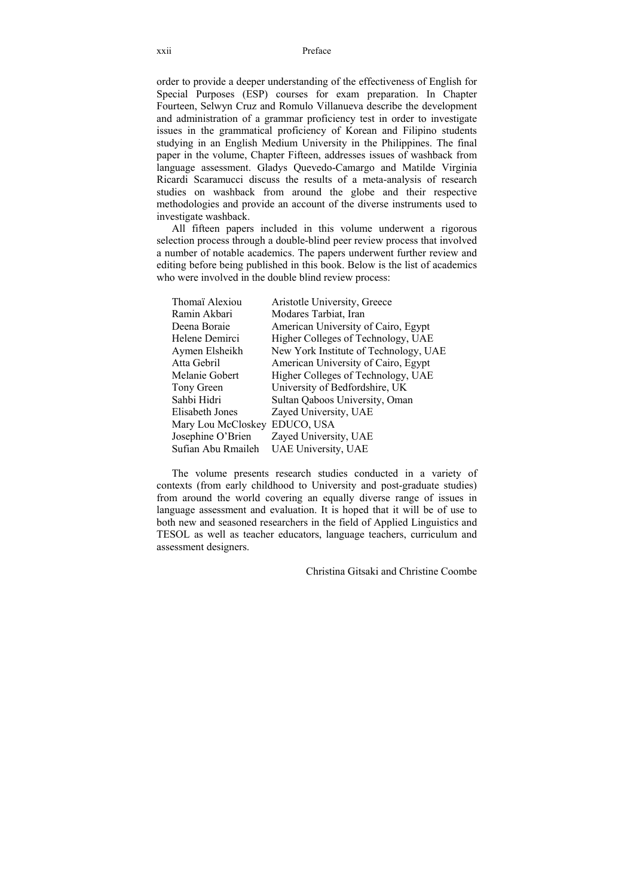order to provide a deeper understanding of the effectiveness of English for Special Purposes (ESP) courses for exam preparation. In Chapter Fourteen, Selwyn Cruz and Romulo Villanueva describe the development and administration of a grammar proficiency test in order to investigate issues in the grammatical proficiency of Korean and Filipino students studying in an English Medium University in the Philippines. The final paper in the volume, Chapter Fifteen, addresses issues of washback from language assessment. Gladys Quevedo-Camargo and Matilde Virginia Ricardi Scaramucci discuss the results of a meta-analysis of research studies on washback from around the globe and their respective methodologies and provide an account of the diverse instruments used to investigate washback.

All fifteen papers included in this volume underwent a rigorous selection process through a double-blind peer review process that involved a number of notable academics. The papers underwent further review and editing before being published in this book. Below is the list of academics who were involved in the double blind review process:

| | |
|---|---|
| Thomaï Alexiou | Aristotle University, Greece |
| Ramin Akbari | Modares Tarbiat, Iran |
| Deena Boraie | American University of Cairo, Egypt |
| Helene Demirci | Higher Colleges of Technology, UAE |
| Aymen Elsheikh | New York Institute of Technology, UAE |
| Atta Gebril | American University of Cairo, Egypt |
| Melanie Gobert | Higher Colleges of Technology, UAE |
| Tony Green | University of Bedfordshire, UK |
| Sahbi Hidri | Sultan Qaboos University, Oman |
| Elisabeth Jones | Zayed University, UAE |
| Mary Lou McCloskey | EDUCO, USA |
| Josephine O'Brien | Zayed University, UAE |
| Sufian Abu Rmaileh | UAE University, UAE |

The volume presents research studies conducted in a variety of contexts (from early childhood to University and post-graduate studies) from around the world covering an equally diverse range of issues in language assessment and evaluation. It is hoped that it will be of use to both new and seasoned researchers in the field of Applied Linguistics and TESOL as well as teacher educators, language teachers, curriculum and assessment designers.

Christina Gitsaki and Christine Coombe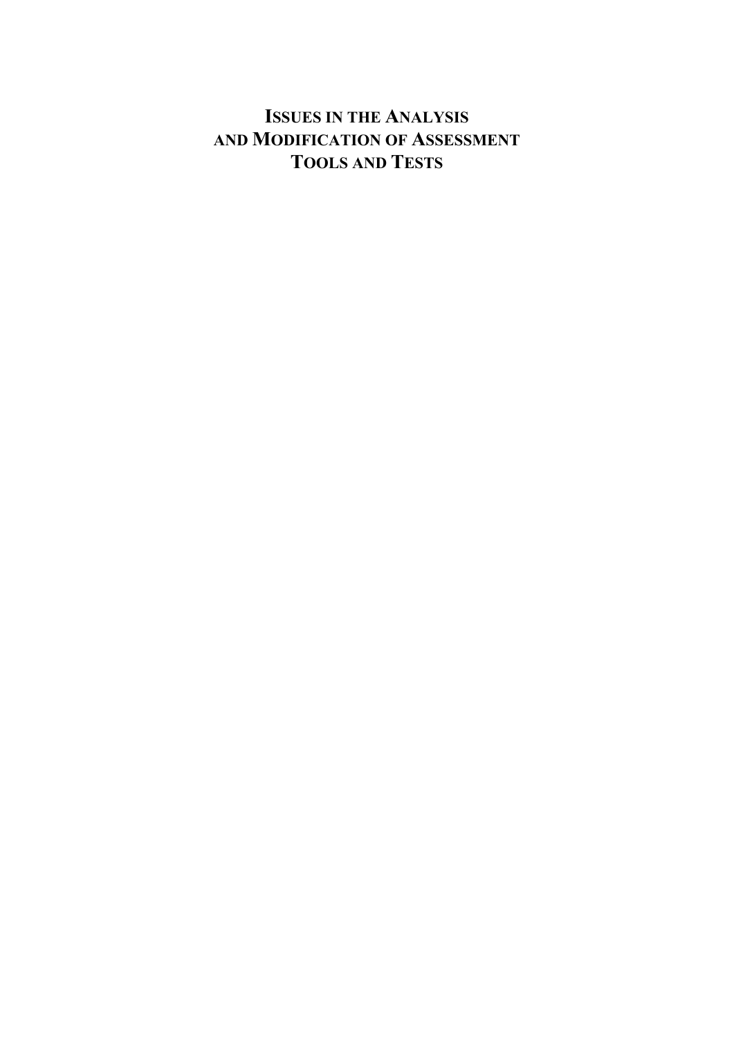# ISSUES IN THE ANALYSIS AND MODIFICATION OF ASSESSMENT TOOLS AND TESTS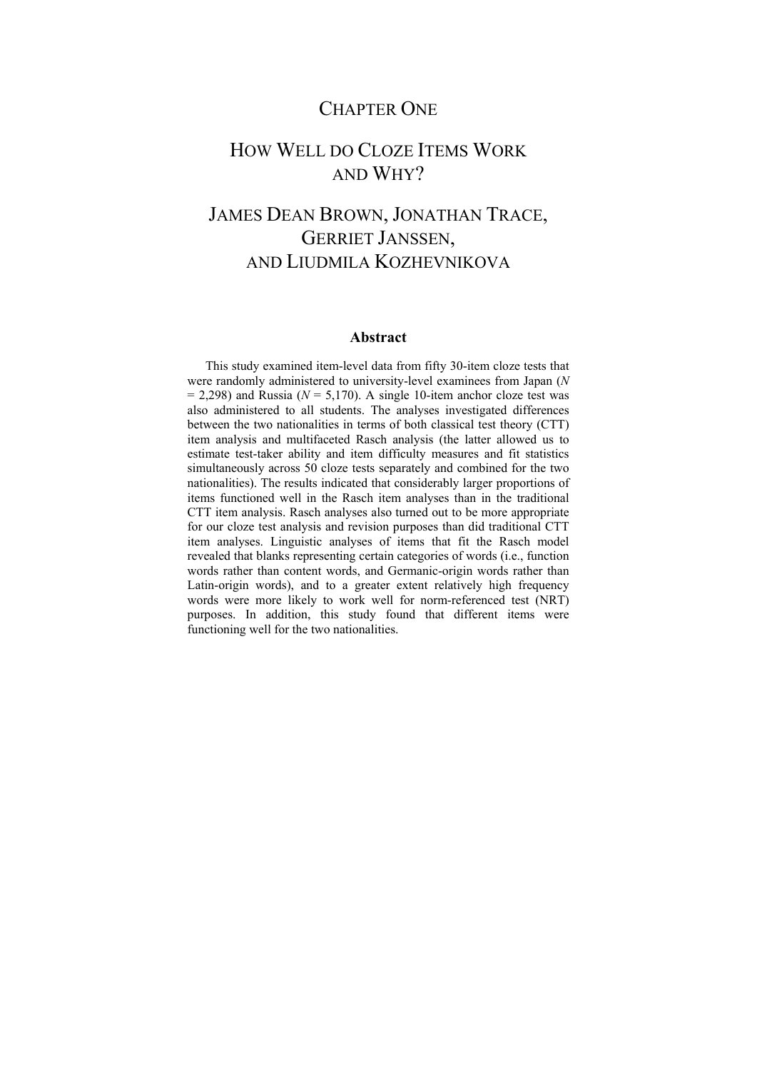# CHAPTER ONE

# HOW WELL DO CLOZE ITEMS WORK AND WHY?

## JAMES DEAN BROWN, JONATHAN TRACE, GERRIET JANSSEN, AND LIUDMILA KOZHEVNIKOVA

### Abstract

This study examined item-level data from fifty 30-item cloze tests that were randomly administered to university-level examinees from Japan (*N* = 2,298) and Russia (*N* = 5,170). A single 10-item anchor cloze test was also administered to all students. The analyses investigated differences between the two nationalities in terms of both classical test theory (CTT) item analysis and multifaceted Rasch analysis (the latter allowed us to estimate test-taker ability and item difficulty measures and fit statistics simultaneously across 50 cloze tests separately and combined for the two nationalities). The results indicated that considerably larger proportions of items functioned well in the Rasch item analyses than in the traditional CTT item analysis. Rasch analyses also turned out to be more appropriate for our cloze test analysis and revision purposes than did traditional CTT item analyses. Linguistic analyses of items that fit the Rasch model revealed that blanks representing certain categories of words (i.e., function words rather than content words, and Germanic-origin words rather than Latin-origin words), and to a greater extent relatively high frequency words were more likely to work well for norm-referenced test (NRT) purposes. In addition, this study found that different items were functioning well for the two nationalities.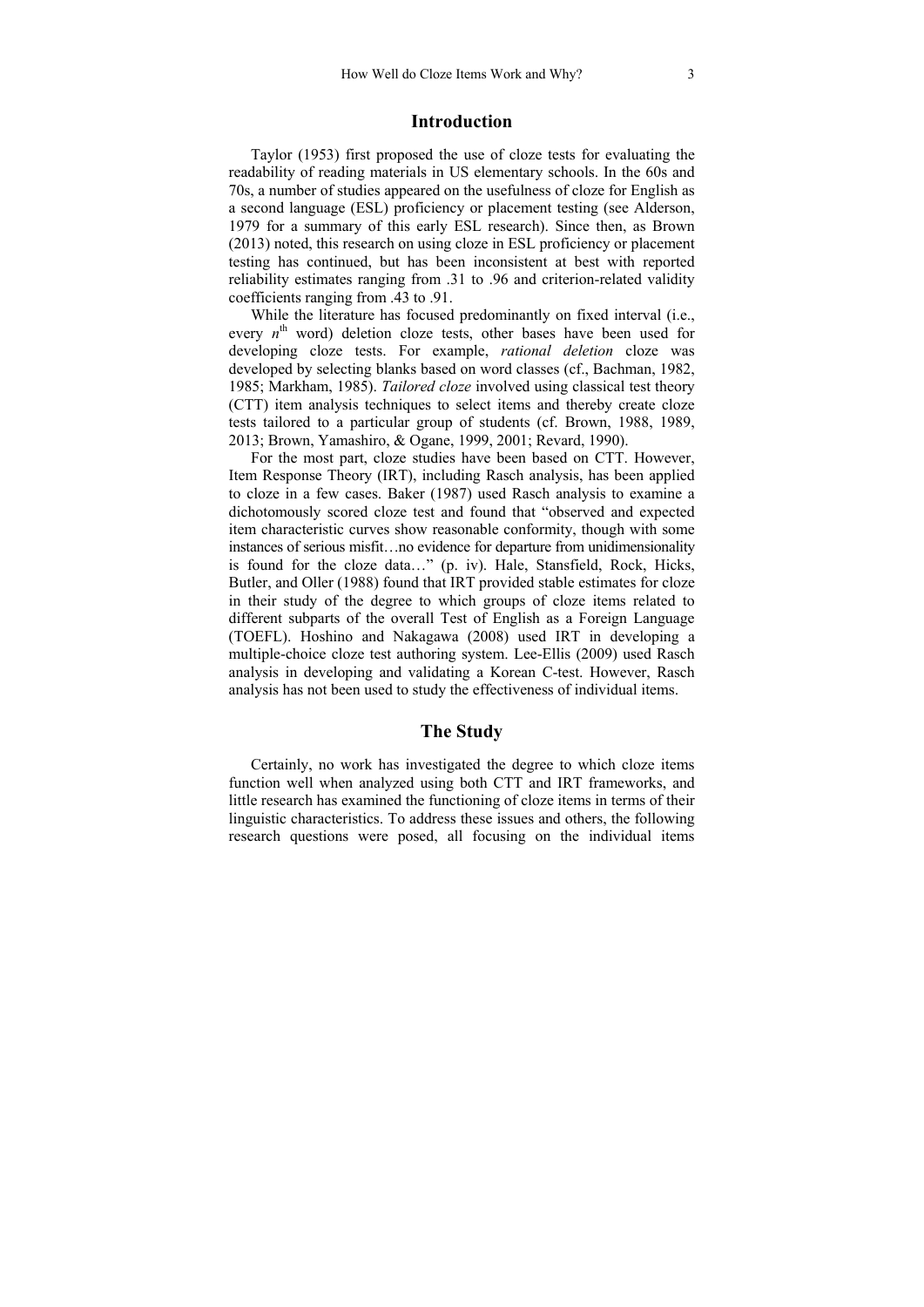## Introduction

Taylor (1953) first proposed the use of cloze tests for evaluating the readability of reading materials in US elementary schools. In the 60s and 70s, a number of studies appeared on the usefulness of cloze for English as a second language (ESL) proficiency or placement testing (see Alderson, 1979 for a summary of this early ESL research). Since then, as Brown (2013) noted, this research on using cloze in ESL proficiency or placement testing has continued, but has been inconsistent at best with reported reliability estimates ranging from .31 to .96 and criterion-related validity coefficients ranging from .43 to .91.

While the literature has focused predominantly on fixed interval (i.e., every $n^{th}$ word) deletion cloze tests, other bases have been used for developing cloze tests. For example, *rational deletion* cloze was developed by selecting blanks based on word classes (cf., Bachman, 1982, 1985; Markham, 1985). *Tailored cloze* involved using classical test theory (CTT) item analysis techniques to select items and thereby create cloze tests tailored to a particular group of students (cf. Brown, 1988, 1989, 2013; Brown, Yamashiro, & Ogane, 1999, 2001; Revard, 1990).

For the most part, cloze studies have been based on CTT. However, Item Response Theory (IRT), including Rasch analysis, has been applied to cloze in a few cases. Baker (1987) used Rasch analysis to examine a dichotomously scored cloze test and found that "observed and expected item characteristic curves show reasonable conformity, though with some instances of serious misfit…no evidence for departure from unidimensionality is found for the cloze data…" (p. iv). Hale, Stansfield, Rock, Hicks, Butler, and Oller (1988) found that IRT provided stable estimates for cloze in their study of the degree to which groups of cloze items related to different subparts of the overall Test of English as a Foreign Language (TOEFL). Hoshino and Nakagawa (2008) used IRT in developing a multiple-choice cloze test authoring system. Lee-Ellis (2009) used Rasch analysis in developing and validating a Korean C-test. However, Rasch analysis has not been used to study the effectiveness of individual items.

## The Study

Certainly, no work has investigated the degree to which cloze items function well when analyzed using both CTT and IRT frameworks, and little research has examined the functioning of cloze items in terms of their linguistic characteristics. To address these issues and others, the following research questions were posed, all focusing on the individual items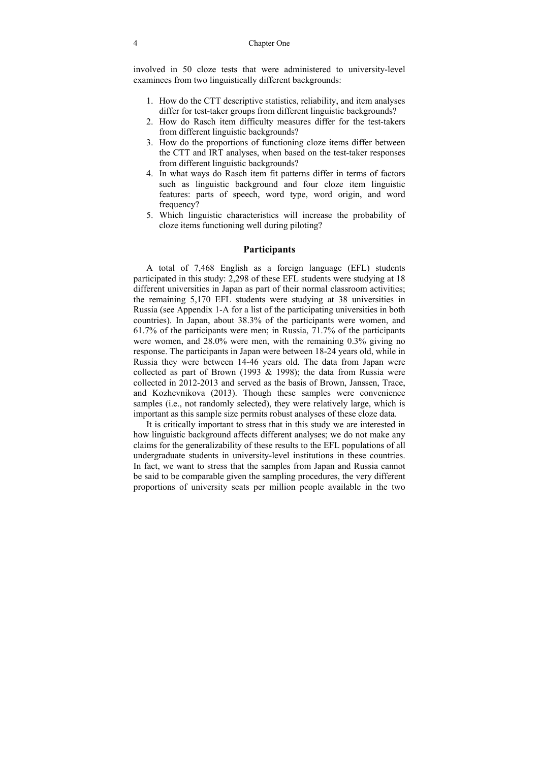involved in 50 cloze tests that were administered to university-level examinees from two linguistically different backgrounds:

1. How do the CTT descriptive statistics, reliability, and item analyses differ for test-taker groups from different linguistic backgrounds?
2. How do Rasch item difficulty measures differ for the test-takers from different linguistic backgrounds?
3. How do the proportions of functioning cloze items differ between the CTT and IRT analyses, when based on the test-taker responses from different linguistic backgrounds?
4. In what ways do Rasch item fit patterns differ in terms of factors such as linguistic background and four cloze item linguistic features: parts of speech, word type, word origin, and word frequency?
5. Which linguistic characteristics will increase the probability of cloze items functioning well during piloting?

## Participants

A total of 7,468 English as a foreign language (EFL) students participated in this study: 2,298 of these EFL students were studying at 18 different universities in Japan as part of their normal classroom activities; the remaining 5,170 EFL students were studying at 38 universities in Russia (see Appendix 1-A for a list of the participating universities in both countries). In Japan, about 38.3% of the participants were women, and 61.7% of the participants were men; in Russia, 71.7% of the participants were women, and 28.0% were men, with the remaining 0.3% giving no response. The participants in Japan were between 18-24 years old, while in Russia they were between 14-46 years old. The data from Japan were collected as part of Brown (1993 & 1998); the data from Russia were collected in 2012-2013 and served as the basis of Brown, Janssen, Trace, and Kozhevnikova (2013). Though these samples were convenience samples (i.e., not randomly selected), they were relatively large, which is important as this sample size permits robust analyses of these cloze data.

It is critically important to stress that in this study we are interested in how linguistic background affects different analyses; we do not make any claims for the generalizability of these results to the EFL populations of all undergraduate students in university-level institutions in these countries. In fact, we want to stress that the samples from Japan and Russia cannot be said to be comparable given the sampling procedures, the very different proportions of university seats per million people available in the two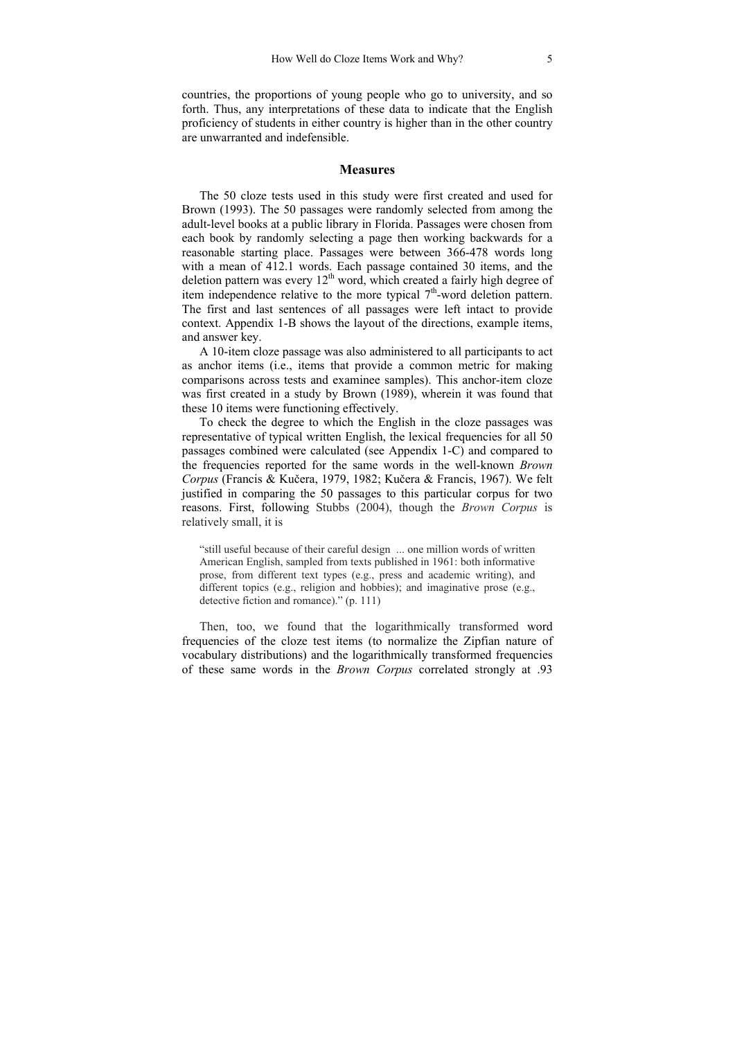countries, the proportions of young people who go to university, and so forth. Thus, any interpretations of these data to indicate that the English proficiency of students in either country is higher than in the other country are unwarranted and indefensible.

## Measures

The 50 cloze tests used in this study were first created and used for Brown (1993). The 50 passages were randomly selected from among the adult-level books at a public library in Florida. Passages were chosen from each book by randomly selecting a page then working backwards for a reasonable starting place. Passages were between 366-478 words long with a mean of 412.1 words. Each passage contained 30 items, and the deletion pattern was every 12th word, which created a fairly high degree of item independence relative to the more typical 7th-word deletion pattern. The first and last sentences of all passages were left intact to provide context. Appendix 1-B shows the layout of the directions, example items, and answer key.

A 10-item cloze passage was also administered to all participants to act as anchor items (i.e., items that provide a common metric for making comparisons across tests and examinee samples). This anchor-item cloze was first created in a study by Brown (1989), wherein it was found that these 10 items were functioning effectively.

To check the degree to which the English in the cloze passages was representative of typical written English, the lexical frequencies for all 50 passages combined were calculated (see Appendix 1-C) and compared to the frequencies reported for the same words in the well-known *Brown Corpus* (Francis & Kučera, 1979, 1982; Kučera & Francis, 1967). We felt justified in comparing the 50 passages to this particular corpus for two reasons. First, following Stubbs (2004), though the *Brown Corpus* is relatively small, it is

> "still useful because of their careful design ... one million words of written American English, sampled from texts published in 1961: both informative prose, from different text types (e.g., press and academic writing), and different topics (e.g., religion and hobbies); and imaginative prose (e.g., detective fiction and romance)." (p. 111)

Then, too, we found that the logarithmically transformed word frequencies of the cloze test items (to normalize the Zipfian nature of vocabulary distributions) and the logarithmically transformed frequencies of these same words in the *Brown Corpus* correlated strongly at .93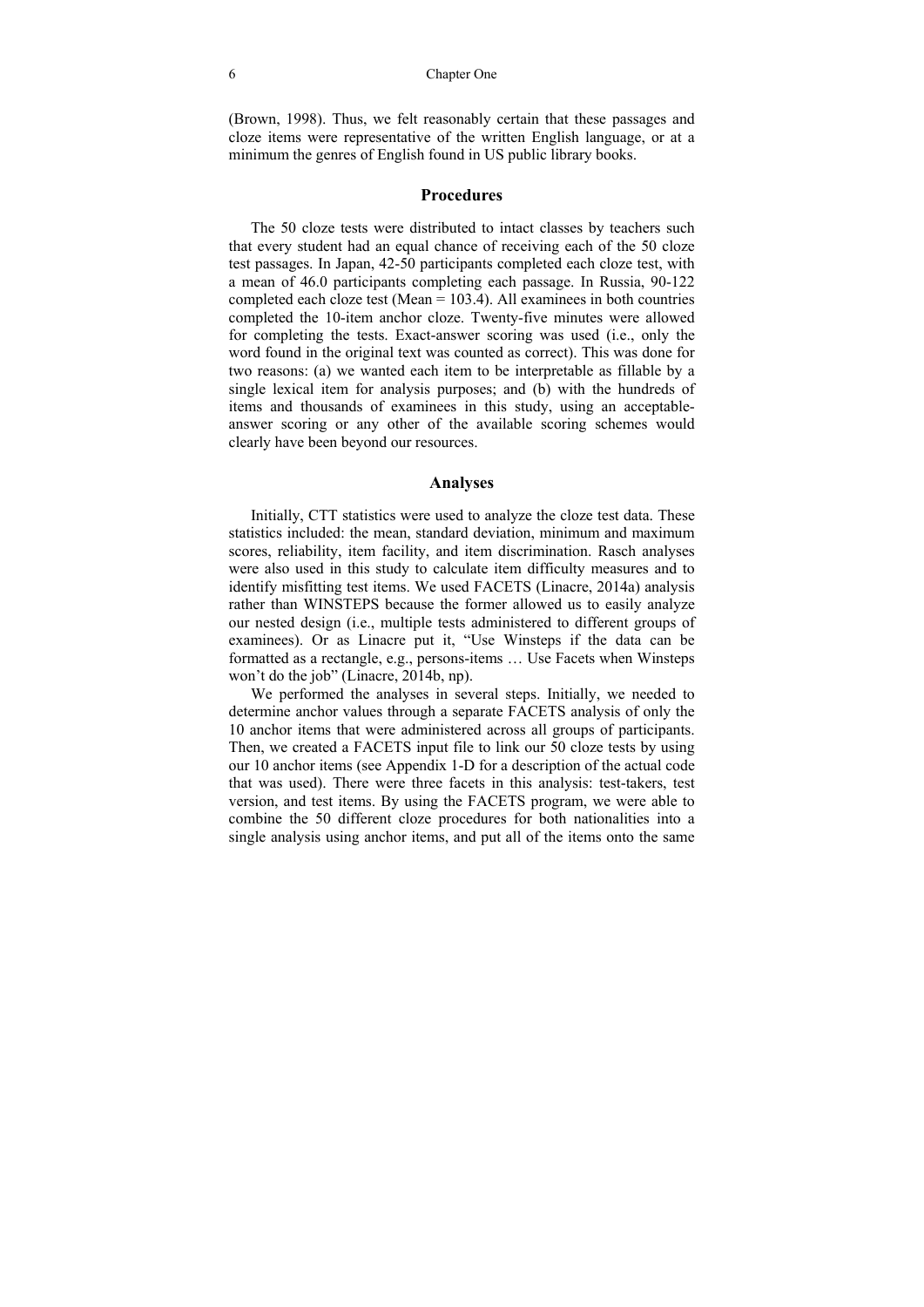(Brown, 1998). Thus, we felt reasonably certain that these passages and cloze items were representative of the written English language, or at a minimum the genres of English found in US public library books.

## Procedures

The 50 cloze tests were distributed to intact classes by teachers such that every student had an equal chance of receiving each of the 50 cloze test passages. In Japan, 42-50 participants completed each cloze test, with a mean of 46.0 participants completing each passage. In Russia, 90-122 completed each cloze test (Mean = 103.4). All examinees in both countries completed the 10-item anchor cloze. Twenty-five minutes were allowed for completing the tests. Exact-answer scoring was used (i.e., only the word found in the original text was counted as correct). This was done for two reasons: (a) we wanted each item to be interpretable as fillable by a single lexical item for analysis purposes; and (b) with the hundreds of items and thousands of examinees in this study, using an acceptable-answer scoring or any other of the available scoring schemes would clearly have been beyond our resources.

## Analyses

Initially, CTT statistics were used to analyze the cloze test data. These statistics included: the mean, standard deviation, minimum and maximum scores, reliability, item facility, and item discrimination. Rasch analyses were also used in this study to calculate item difficulty measures and to identify misfitting test items. We used FACETS (Linacre, 2014a) analysis rather than WINSTEPS because the former allowed us to easily analyze our nested design (i.e., multiple tests administered to different groups of examinees). Or as Linacre put it, "Use Winsteps if the data can be formatted as a rectangle, e.g., persons-items … Use Facets when Winsteps won't do the job" (Linacre, 2014b, np).

We performed the analyses in several steps. Initially, we needed to determine anchor values through a separate FACETS analysis of only the 10 anchor items that were administered across all groups of participants. Then, we created a FACETS input file to link our 50 cloze tests by using our 10 anchor items (see Appendix 1-D for a description of the actual code that was used). There were three facets in this analysis: test-takers, test version, and test items. By using the FACETS program, we were able to combine the 50 different cloze procedures for both nationalities into a single analysis using anchor items, and put all of the items onto the same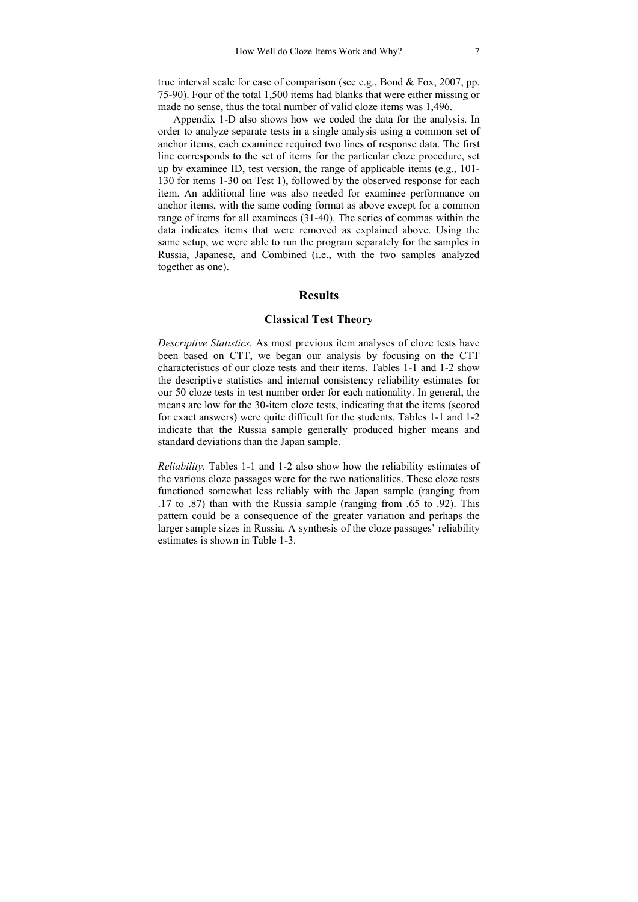true interval scale for ease of comparison (see e.g., Bond & Fox, 2007, pp. 75-90). Four of the total 1,500 items had blanks that were either missing or made no sense, thus the total number of valid cloze items was 1,496.

Appendix 1-D also shows how we coded the data for the analysis. In order to analyze separate tests in a single analysis using a common set of anchor items, each examinee required two lines of response data. The first line corresponds to the set of items for the particular cloze procedure, set up by examinee ID, test version, the range of applicable items (e.g., 101-130 for items 1-30 on Test 1), followed by the observed response for each item. An additional line was also needed for examinee performance on anchor items, with the same coding format as above except for a common range of items for all examinees (31-40). The series of commas within the data indicates items that were removed as explained above. Using the same setup, we were able to run the program separately for the samples in Russia, Japanese, and Combined (i.e., with the two samples analyzed together as one).

## Results

### Classical Test Theory

*Descriptive Statistics.* As most previous item analyses of cloze tests have been based on CTT, we began our analysis by focusing on the CTT characteristics of our cloze tests and their items. Tables 1-1 and 1-2 show the descriptive statistics and internal consistency reliability estimates for our 50 cloze tests in test number order for each nationality. In general, the means are low for the 30-item cloze tests, indicating that the items (scored for exact answers) were quite difficult for the students. Tables 1-1 and 1-2 indicate that the Russia sample generally produced higher means and standard deviations than the Japan sample.

*Reliability.* Tables 1-1 and 1-2 also show how the reliability estimates of the various cloze passages were for the two nationalities. These cloze tests functioned somewhat less reliably with the Japan sample (ranging from .17 to .87) than with the Russia sample (ranging from .65 to .92). This pattern could be a consequence of the greater variation and perhaps the larger sample sizes in Russia. A synthesis of the cloze passages' reliability estimates is shown in Table 1-3.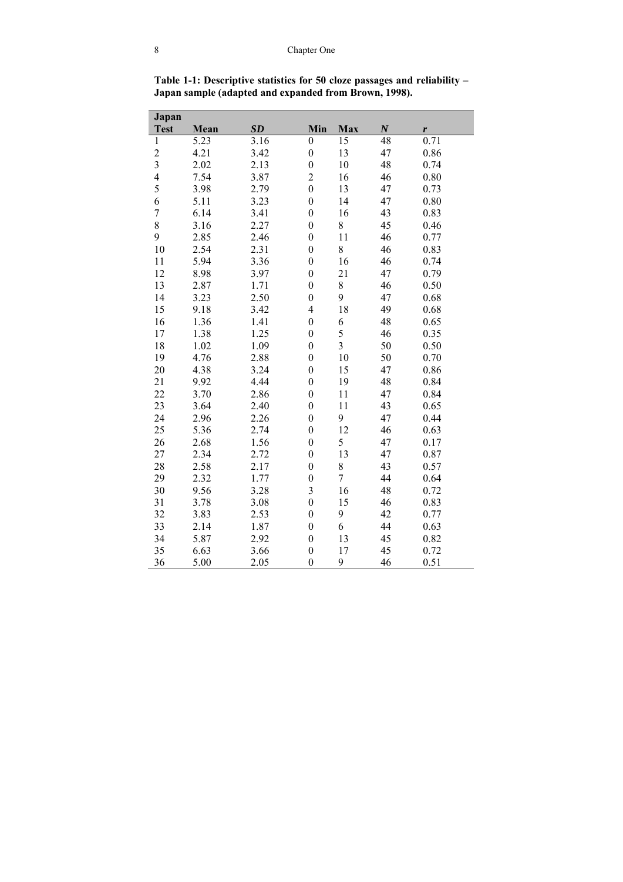**Table 1-1: Descriptive statistics for 50 cloze passages and reliability – Japan sample (adapted and expanded from Brown, 1998).**

| Japan Test | Mean | *SD* | Min | Max | *N* | *r* |
|---|---|---|---|---|---|---|
| 1 | 5.23 | 3.16 | 0 | 15 | 48 | 0.71 |
| 2 | 4.21 | 3.42 | 0 | 13 | 47 | 0.86 |
| 3 | 2.02 | 2.13 | 0 | 10 | 48 | 0.74 |
| 4 | 7.54 | 3.87 | 2 | 16 | 46 | 0.80 |
| 5 | 3.98 | 2.79 | 0 | 13 | 47 | 0.73 |
| 6 | 5.11 | 3.23 | 0 | 14 | 47 | 0.80 |
| 7 | 6.14 | 3.41 | 0 | 16 | 43 | 0.83 |
| 8 | 3.16 | 2.27 | 0 | 8 | 45 | 0.46 |
| 9 | 2.85 | 2.46 | 0 | 11 | 46 | 0.77 |
| 10 | 2.54 | 2.31 | 0 | 8 | 46 | 0.83 |
| 11 | 5.94 | 3.36 | 0 | 16 | 46 | 0.74 |
| 12 | 8.98 | 3.97 | 0 | 21 | 47 | 0.79 |
| 13 | 2.87 | 1.71 | 0 | 8 | 46 | 0.50 |
| 14 | 3.23 | 2.50 | 0 | 9 | 47 | 0.68 |
| 15 | 9.18 | 3.42 | 4 | 18 | 49 | 0.68 |
| 16 | 1.36 | 1.41 | 0 | 6 | 48 | 0.65 |
| 17 | 1.38 | 1.25 | 0 | 5 | 46 | 0.35 |
| 18 | 1.02 | 1.09 | 0 | 3 | 50 | 0.50 |
| 19 | 4.76 | 2.88 | 0 | 10 | 50 | 0.70 |
| 20 | 4.38 | 3.24 | 0 | 15 | 47 | 0.86 |
| 21 | 9.92 | 4.44 | 0 | 19 | 48 | 0.84 |
| 22 | 3.70 | 2.86 | 0 | 11 | 47 | 0.84 |
| 23 | 3.64 | 2.40 | 0 | 11 | 43 | 0.65 |
| 24 | 2.96 | 2.26 | 0 | 9 | 47 | 0.44 |
| 25 | 5.36 | 2.74 | 0 | 12 | 46 | 0.63 |
| 26 | 2.68 | 1.56 | 0 | 5 | 47 | 0.17 |
| 27 | 2.34 | 2.72 | 0 | 13 | 47 | 0.87 |
| 28 | 2.58 | 2.17 | 0 | 8 | 43 | 0.57 |
| 29 | 2.32 | 1.77 | 0 | 7 | 44 | 0.64 |
| 30 | 9.56 | 3.28 | 3 | 16 | 48 | 0.72 |
| 31 | 3.78 | 3.08 | 0 | 15 | 46 | 0.83 |
| 32 | 3.83 | 2.53 | 0 | 9 | 42 | 0.77 |
| 33 | 2.14 | 1.87 | 0 | 6 | 44 | 0.63 |
| 34 | 5.87 | 2.92 | 0 | 13 | 45 | 0.82 |
| 35 | 6.63 | 3.66 | 0 | 17 | 45 | 0.72 |
| 36 | 5.00 | 2.05 | 0 | 9 | 46 | 0.51 |